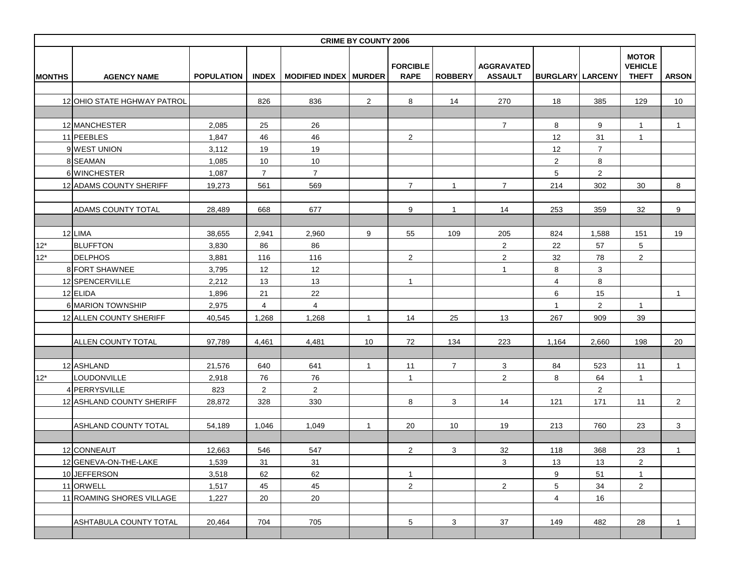**CRIME BY COUNTY 2006**

| MONTHS | AGENCY NAME | POPULATION | INDEX | MODIFIED INDEX | MURDER | FORCIBLE RAPE | ROBBERY | AGGRAVATED ASSAULT | BURGLARY | LARCENY | MOTOR VEHICLE THEFT | ARSON |
|---|---|---|---|---|---|---|---|---|---|---|---|---|
| | | | | | | | | | | | | |
| 12 | OHIO STATE HGHWAY PATROL | | 826 | 836 | 2 | 8 | 14 | 270 | 18 | 385 | 129 | 10 |
| | | | | | | | | | | | | |
| 12 | MANCHESTER | 2,085 | 25 | 26 | | | | 7 | 8 | 9 | 1 | 1 |
| 11 | PEEBLES | 1,847 | 46 | 46 | | 2 | | | 12 | 31 | 1 | |
| 9 | WEST UNION | 3,112 | 19 | 19 | | | | | 12 | 7 | | |
| 8 | SEAMAN | 1,085 | 10 | 10 | | | | | 2 | 8 | | |
| 6 | WINCHESTER | 1,087 | 7 | 7 | | | | | 5 | 2 | | |
| 12 | ADAMS COUNTY SHERIFF | 19,273 | 561 | 569 | | 7 | 1 | 7 | 214 | 302 | 30 | 8 |
| | | | | | | | | | | | | |
| | ADAMS COUNTY TOTAL | 28,489 | 668 | 677 | | 9 | 1 | 14 | 253 | 359 | 32 | 9 |
| | | | | | | | | | | | | |
| 12 | LIMA | 38,655 | 2,941 | 2,960 | 9 | 55 | 109 | 205 | 824 | 1,588 | 151 | 19 |
| 12* | BLUFFTON | 3,830 | 86 | 86 | | | | 2 | 22 | 57 | 5 | |
| 12* | DELPHOS | 3,881 | 116 | 116 | | 2 | | 2 | 32 | 78 | 2 | |
| 8 | FORT SHAWNEE | 3,795 | 12 | 12 | | | | 1 | 8 | 3 | | |
| 12 | SPENCERVILLE | 2,212 | 13 | 13 | | 1 | | | 4 | 8 | | |
| 12 | ELIDA | 1,896 | 21 | 22 | | | | | 6 | 15 | | 1 |
| 6 | MARION TOWNSHIP | 2,975 | 4 | 4 | | | | | 1 | 2 | 1 | |
| 12 | ALLEN COUNTY SHERIFF | 40,545 | 1,268 | 1,268 | 1 | 14 | 25 | 13 | 267 | 909 | 39 | |
| | | | | | | | | | | | | |
| | ALLEN COUNTY TOTAL | 97,789 | 4,461 | 4,481 | 10 | 72 | 134 | 223 | 1,164 | 2,660 | 198 | 20 |
| | | | | | | | | | | | | |
| 12 | ASHLAND | 21,576 | 640 | 641 | 1 | 11 | 7 | 3 | 84 | 523 | 11 | 1 |
| 12* | LOUDONVILLE | 2,918 | 76 | 76 | | 1 | | 2 | 8 | 64 | 1 | |
| 4 | PERRYSVILLE | 823 | 2 | 2 | | | | | | 2 | | |
| 12 | ASHLAND COUNTY SHERIFF | 28,872 | 328 | 330 | | 8 | 3 | 14 | 121 | 171 | 11 | 2 |
| | | | | | | | | | | | | |
| | ASHLAND COUNTY TOTAL | 54,189 | 1,046 | 1,049 | 1 | 20 | 10 | 19 | 213 | 760 | 23 | 3 |
| | | | | | | | | | | | | |
| 12 | CONNEAUT | 12,663 | 546 | 547 | | 2 | 3 | 32 | 118 | 368 | 23 | 1 |
| 12 | GENEVA-ON-THE-LAKE | 1,539 | 31 | 31 | | | | 3 | 13 | 13 | 2 | |
| 10 | JEFFERSON | 3,518 | 62 | 62 | | 1 | | | 9 | 51 | 1 | |
| 11 | ORWELL | 1,517 | 45 | 45 | | 2 | | 2 | 5 | 34 | 2 | |
| 11 | ROAMING SHORES VILLAGE | 1,227 | 20 | 20 | | | | | 4 | 16 | | |
| | | | | | | | | | | | | |
| | ASHTABULA COUNTY TOTAL | 20,464 | 704 | 705 | | 5 | 3 | 37 | 149 | 482 | 28 | 1 |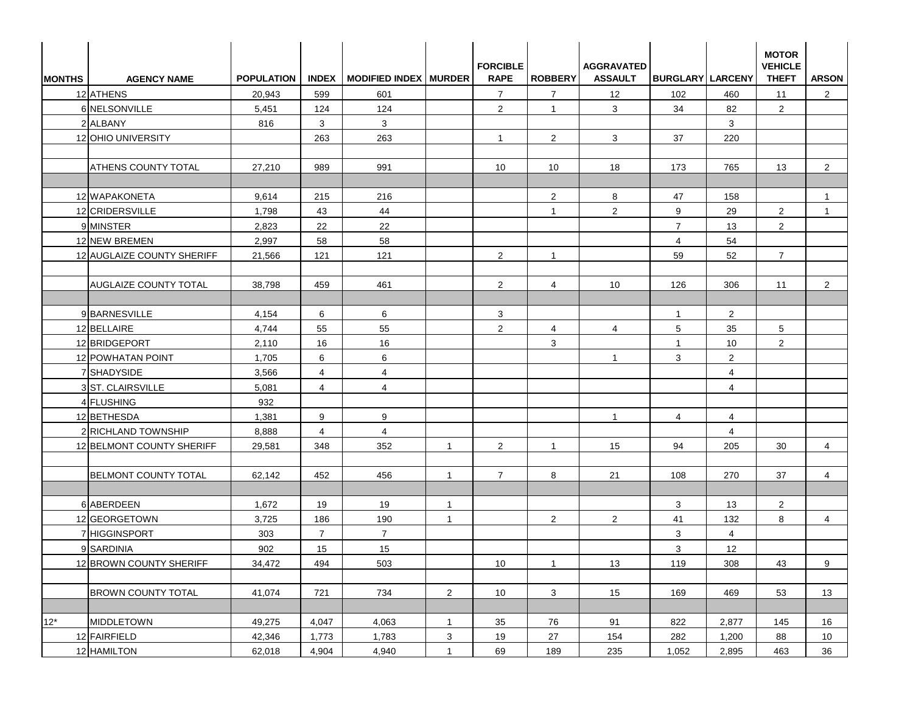| MONTHS | AGENCY NAME | POPULATION | INDEX | MODIFIED INDEX | MURDER | FORCIBLE RAPE | ROBBERY | AGGRAVATED ASSAULT | BURGLARY | LARCENY | MOTOR VEHICLE THEFT | ARSON |
|---|---|---|---|---|---|---|---|---|---|---|---|---|
| 12 | ATHENS | 20,943 | 599 | 601 | | 7 | 7 | 12 | 102 | 460 | 11 | 2 |
| 6 | NELSONVILLE | 5,451 | 124 | 124 | | 2 | 1 | 3 | 34 | 82 | 2 | |
| 2 | ALBANY | 816 | 3 | 3 | | | | | | 3 | | |
| 12 | OHIO UNIVERSITY | | 263 | 263 | | 1 | 2 | 3 | 37 | 220 | | |
| | | | | | | | | | | | | |
| | ATHENS COUNTY TOTAL | 27,210 | 989 | 991 | | 10 | 10 | 18 | 173 | 765 | 13 | 2 |
| | | | | | | | | | | | | |
| 12 | WAPAKONETA | 9,614 | 215 | 216 | | | 2 | 8 | 47 | 158 | | 1 |
| 12 | CRIDERSVILLE | 1,798 | 43 | 44 | | | 1 | 2 | 9 | 29 | 2 | 1 |
| 9 | MINSTER | 2,823 | 22 | 22 | | | | | 7 | 13 | 2 | |
| 12 | NEW BREMEN | 2,997 | 58 | 58 | | | | | 4 | 54 | | |
| 12 | AUGLAIZE COUNTY SHERIFF | 21,566 | 121 | 121 | | 2 | 1 | | 59 | 52 | 7 | |
| | | | | | | | | | | | | |
| | AUGLAIZE COUNTY TOTAL | 38,798 | 459 | 461 | | 2 | 4 | 10 | 126 | 306 | 11 | 2 |
| | | | | | | | | | | | | |
| 9 | BARNESVILLE | 4,154 | 6 | 6 | | 3 | | | 1 | 2 | | |
| 12 | BELLAIRE | 4,744 | 55 | 55 | | 2 | 4 | 4 | 5 | 35 | 5 | |
| 12 | BRIDGEPORT | 2,110 | 16 | 16 | | | 3 | | 1 | 10 | 2 | |
| 12 | POWHATAN POINT | 1,705 | 6 | 6 | | | | 1 | 3 | 2 | | |
| 7 | SHADYSIDE | 3,566 | 4 | 4 | | | | | | 4 | | |
| 3 | ST. CLAIRSVILLE | 5,081 | 4 | 4 | | | | | | 4 | | |
| 4 | FLUSHING | 932 | | | | | | | | | | |
| 12 | BETHESDA | 1,381 | 9 | 9 | | | | 1 | 4 | 4 | | |
| 2 | RICHLAND TOWNSHIP | 8,888 | 4 | 4 | | | | | | 4 | | |
| 12 | BELMONT COUNTY SHERIFF | 29,581 | 348 | 352 | 1 | 2 | 1 | 15 | 94 | 205 | 30 | 4 |
| | | | | | | | | | | | | |
| | BELMONT COUNTY TOTAL | 62,142 | 452 | 456 | 1 | 7 | 8 | 21 | 108 | 270 | 37 | 4 |
| | | | | | | | | | | | | |
| 6 | ABERDEEN | 1,672 | 19 | 19 | 1 | | | | 3 | 13 | 2 | |
| 12 | GEORGETOWN | 3,725 | 186 | 190 | 1 | | 2 | 2 | 41 | 132 | 8 | 4 |
| 7 | HIGGINSPORT | 303 | 7 | 7 | | | | | 3 | 4 | | |
| 9 | SARDINIA | 902 | 15 | 15 | | | | | 3 | 12 | | |
| 12 | BROWN COUNTY SHERIFF | 34,472 | 494 | 503 | | 10 | 1 | 13 | 119 | 308 | 43 | 9 |
| | | | | | | | | | | | | |
| | BROWN COUNTY TOTAL | 41,074 | 721 | 734 | 2 | 10 | 3 | 15 | 169 | 469 | 53 | 13 |
| | | | | | | | | | | | | |
| 12* | MIDDLETOWN | 49,275 | 4,047 | 4,063 | 1 | 35 | 76 | 91 | 822 | 2,877 | 145 | 16 |
| 12 | FAIRFIELD | 42,346 | 1,773 | 1,783 | 3 | 19 | 27 | 154 | 282 | 1,200 | 88 | 10 |
| 12 | HAMILTON | 62,018 | 4,904 | 4,940 | 1 | 69 | 189 | 235 | 1,052 | 2,895 | 463 | 36 |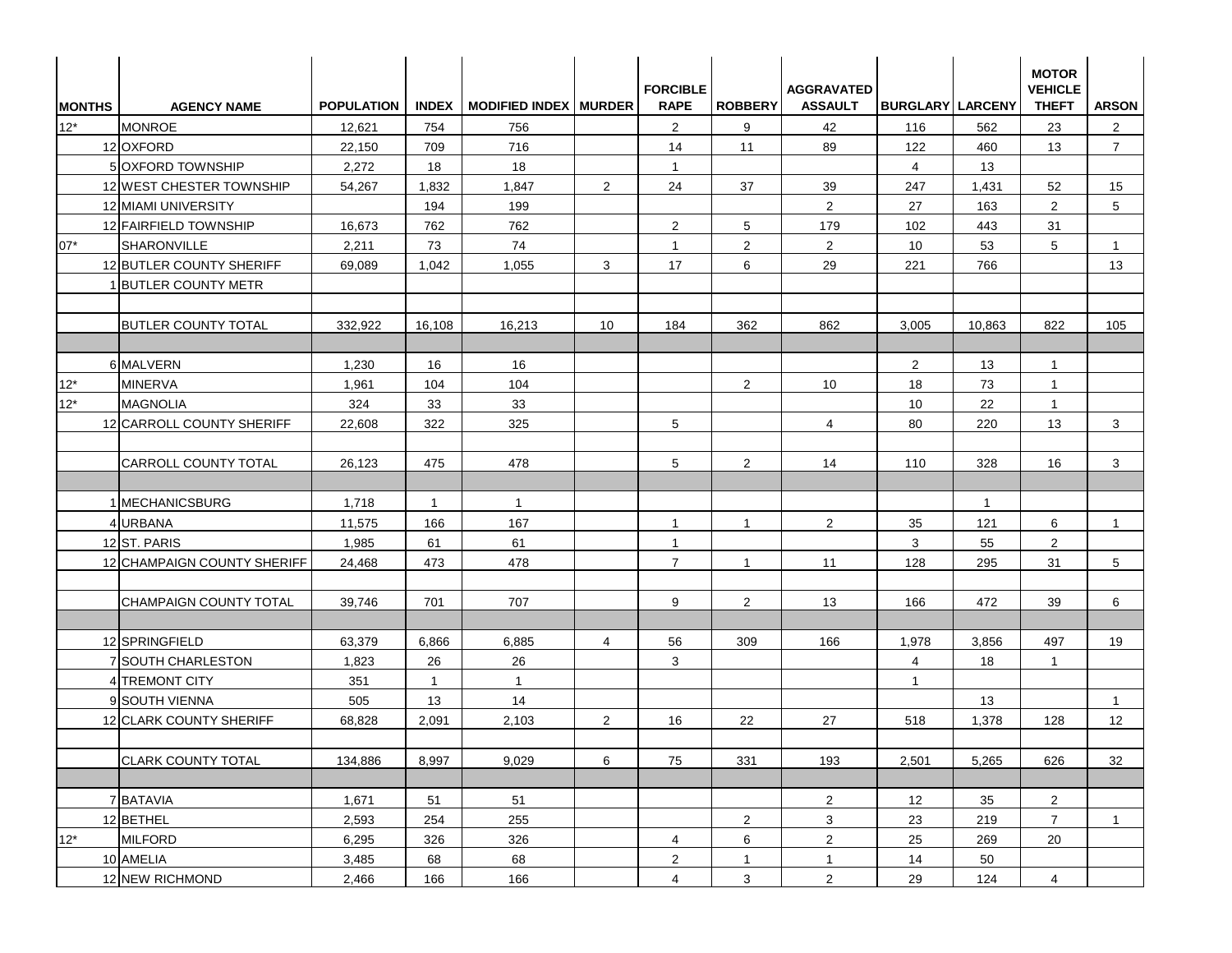| MONTHS | AGENCY NAME | POPULATION | INDEX | MODIFIED INDEX | MURDER | FORCIBLE RAPE | ROBBERY | AGGRAVATED ASSAULT | BURGLARY | LARCENY | MOTOR VEHICLE THEFT | ARSON |
|---|---|---|---|---|---|---|---|---|---|---|---|---|
| 12* | MONROE | 12,621 | 754 | 756 | | 2 | 9 | 42 | 116 | 562 | 23 | 2 |
| 12 | OXFORD | 22,150 | 709 | 716 | | 14 | 11 | 89 | 122 | 460 | 13 | 7 |
| 5 | OXFORD TOWNSHIP | 2,272 | 18 | 18 | | 1 | | | 4 | 13 | | |
| 12 | WEST CHESTER TOWNSHIP | 54,267 | 1,832 | 1,847 | 2 | 24 | 37 | 39 | 247 | 1,431 | 52 | 15 |
| 12 | MIAMI UNIVERSITY | | 194 | 199 | | | | 2 | 27 | 163 | 2 | 5 |
| 12 | FAIRFIELD TOWNSHIP | 16,673 | 762 | 762 | | 2 | 5 | 179 | 102 | 443 | 31 | |
| 07* | SHARONVILLE | 2,211 | 73 | 74 | | 1 | 2 | 2 | 10 | 53 | 5 | 1 |
| 12 | BUTLER COUNTY SHERIFF | 69,089 | 1,042 | 1,055 | 3 | 17 | 6 | 29 | 221 | 766 | | 13 |
| 1 | BUTLER COUNTY METR | | | | | | | | | | | |
| | | | | | | | | | | | | |
| | BUTLER COUNTY TOTAL | 332,922 | 16,108 | 16,213 | 10 | 184 | 362 | 862 | 3,005 | 10,863 | 822 | 105 |
| | | | | | | | | | | | | |
| 6 | MALVERN | 1,230 | 16 | 16 | | | | | 2 | 13 | 1 | |
| 12* | MINERVA | 1,961 | 104 | 104 | | | 2 | 10 | 18 | 73 | 1 | |
| 12* | MAGNOLIA | 324 | 33 | 33 | | | | | 10 | 22 | 1 | |
| 12 | CARROLL COUNTY SHERIFF | 22,608 | 322 | 325 | | 5 | | 4 | 80 | 220 | 13 | 3 |
| | | | | | | | | | | | | |
| | CARROLL COUNTY TOTAL | 26,123 | 475 | 478 | | 5 | 2 | 14 | 110 | 328 | 16 | 3 |
| | | | | | | | | | | | | |
| 1 | MECHANICSBURG | 1,718 | 1 | 1 | | | | | | 1 | | |
| 4 | URBANA | 11,575 | 166 | 167 | | 1 | 1 | 2 | 35 | 121 | 6 | 1 |
| 12 | ST. PARIS | 1,985 | 61 | 61 | | 1 | | | 3 | 55 | 2 | |
| 12 | CHAMPAIGN COUNTY SHERIFF | 24,468 | 473 | 478 | | 7 | 1 | 11 | 128 | 295 | 31 | 5 |
| | | | | | | | | | | | | |
| | CHAMPAIGN COUNTY TOTAL | 39,746 | 701 | 707 | | 9 | 2 | 13 | 166 | 472 | 39 | 6 |
| | | | | | | | | | | | | |
| 12 | SPRINGFIELD | 63,379 | 6,866 | 6,885 | 4 | 56 | 309 | 166 | 1,978 | 3,856 | 497 | 19 |
| 7 | SOUTH CHARLESTON | 1,823 | 26 | 26 | | 3 | | | 4 | 18 | 1 | |
| 4 | TREMONT CITY | 351 | 1 | 1 | | | | | 1 | | | |
| 9 | SOUTH VIENNA | 505 | 13 | 14 | | | | | | 13 | | 1 |
| 12 | CLARK COUNTY SHERIFF | 68,828 | 2,091 | 2,103 | 2 | 16 | 22 | 27 | 518 | 1,378 | 128 | 12 |
| | | | | | | | | | | | | |
| | CLARK COUNTY TOTAL | 134,886 | 8,997 | 9,029 | 6 | 75 | 331 | 193 | 2,501 | 5,265 | 626 | 32 |
| | | | | | | | | | | | | |
| 7 | BATAVIA | 1,671 | 51 | 51 | | | | 2 | 12 | 35 | 2 | |
| 12 | BETHEL | 2,593 | 254 | 255 | | | 2 | 3 | 23 | 219 | 7 | 1 |
| 12* | MILFORD | 6,295 | 326 | 326 | | 4 | 6 | 2 | 25 | 269 | 20 | |
| 10 | AMELIA | 3,485 | 68 | 68 | | 2 | 1 | 1 | 14 | 50 | | |
| 12 | NEW RICHMOND | 2,466 | 166 | 166 | | 4 | 3 | 2 | 29 | 124 | 4 | |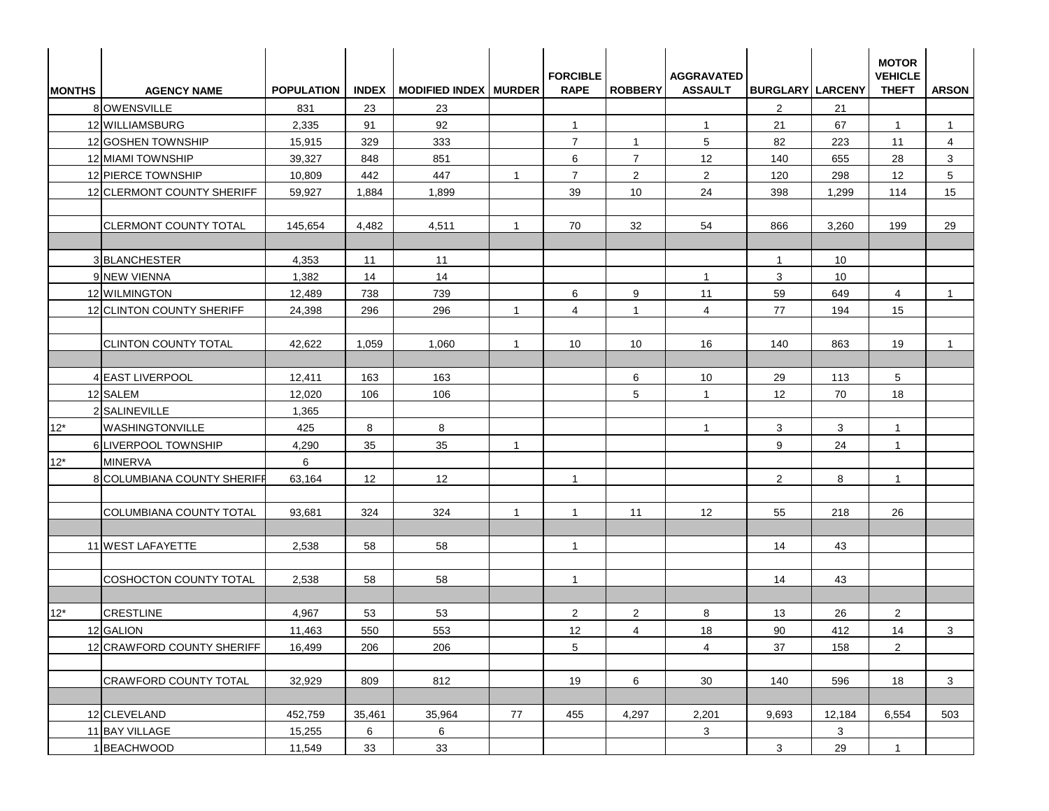| MONTHS | AGENCY NAME | POPULATION | INDEX | MODIFIED INDEX | MURDER | FORCIBLE RAPE | ROBBERY | AGGRAVATED ASSAULT | BURGLARY | LARCENY | MOTOR VEHICLE THEFT | ARSON |
|---|---|---|---|---|---|---|---|---|---|---|---|---|
| 8 | OWENSVILLE | 831 | 23 | 23 | | | | | 2 | 21 | | |
| 12 | WILLIAMSBURG | 2,335 | 91 | 92 | | 1 | | 1 | 21 | 67 | 1 | 1 |
| 12 | GOSHEN TOWNSHIP | 15,915 | 329 | 333 | | 7 | 1 | 5 | 82 | 223 | 11 | 4 |
| 12 | MIAMI TOWNSHIP | 39,327 | 848 | 851 | | 6 | 7 | 12 | 140 | 655 | 28 | 3 |
| 12 | PIERCE TOWNSHIP | 10,809 | 442 | 447 | 1 | 7 | 2 | 2 | 120 | 298 | 12 | 5 |
| 12 | CLERMONT COUNTY SHERIFF | 59,927 | 1,884 | 1,899 | | 39 | 10 | 24 | 398 | 1,299 | 114 | 15 |
| | | | | | | | | | | | | |
| | CLERMONT COUNTY TOTAL | 145,654 | 4,482 | 4,511 | 1 | 70 | 32 | 54 | 866 | 3,260 | 199 | 29 |
| | | | | | | | | | | | | |
| 3 | BLANCHESTER | 4,353 | 11 | 11 | | | | | 1 | 10 | | |
| 9 | NEW VIENNA | 1,382 | 14 | 14 | | | | 1 | 3 | 10 | | |
| 12 | WILMINGTON | 12,489 | 738 | 739 | | 6 | 9 | 11 | 59 | 649 | 4 | 1 |
| 12 | CLINTON COUNTY SHERIFF | 24,398 | 296 | 296 | 1 | 4 | 1 | 4 | 77 | 194 | 15 | |
| | | | | | | | | | | | | |
| | CLINTON COUNTY TOTAL | 42,622 | 1,059 | 1,060 | 1 | 10 | 10 | 16 | 140 | 863 | 19 | 1 |
| | | | | | | | | | | | | |
| 4 | EAST LIVERPOOL | 12,411 | 163 | 163 | | | 6 | 10 | 29 | 113 | 5 | |
| 12 | SALEM | 12,020 | 106 | 106 | | | 5 | 1 | 12 | 70 | 18 | |
| 2 | SALINEVILLE | 1,365 | | | | | | | | | | |
| 12* | WASHINGTONVILLE | 425 | 8 | 8 | | | | 1 | 3 | 3 | 1 | |
| 6 | LIVERPOOL TOWNSHIP | 4,290 | 35 | 35 | 1 | | | | 9 | 24 | 1 | |
| 12* | MINERVA | 6 | | | | | | | | | | |
| 8 | COLUMBIANA COUNTY SHERIFF | 63,164 | 12 | 12 | | 1 | | | 2 | 8 | 1 | |
| | | | | | | | | | | | | |
| | COLUMBIANA COUNTY TOTAL | 93,681 | 324 | 324 | 1 | 1 | 11 | 12 | 55 | 218 | 26 | |
| | | | | | | | | | | | | |
| 11 | WEST LAFAYETTE | 2,538 | 58 | 58 | | 1 | | | 14 | 43 | | |
| | | | | | | | | | | | | |
| | COSHOCTON COUNTY TOTAL | 2,538 | 58 | 58 | | 1 | | | 14 | 43 | | |
| | | | | | | | | | | | | |
| 12* | CRESTLINE | 4,967 | 53 | 53 | | 2 | 2 | 8 | 13 | 26 | 2 | |
| 12 | GALION | 11,463 | 550 | 553 | | 12 | 4 | 18 | 90 | 412 | 14 | 3 |
| 12 | CRAWFORD COUNTY SHERIFF | 16,499 | 206 | 206 | | 5 | | 4 | 37 | 158 | 2 | |
| | | | | | | | | | | | | |
| | CRAWFORD COUNTY TOTAL | 32,929 | 809 | 812 | | 19 | 6 | 30 | 140 | 596 | 18 | 3 |
| | | | | | | | | | | | | |
| 12 | CLEVELAND | 452,759 | 35,461 | 35,964 | 77 | 455 | 4,297 | 2,201 | 9,693 | 12,184 | 6,554 | 503 |
| 11 | BAY VILLAGE | 15,255 | 6 | 6 | | | | 3 | | 3 | | |
| 1 | BEACHWOOD | 11,549 | 33 | 33 | | | | | 3 | 29 | 1 | |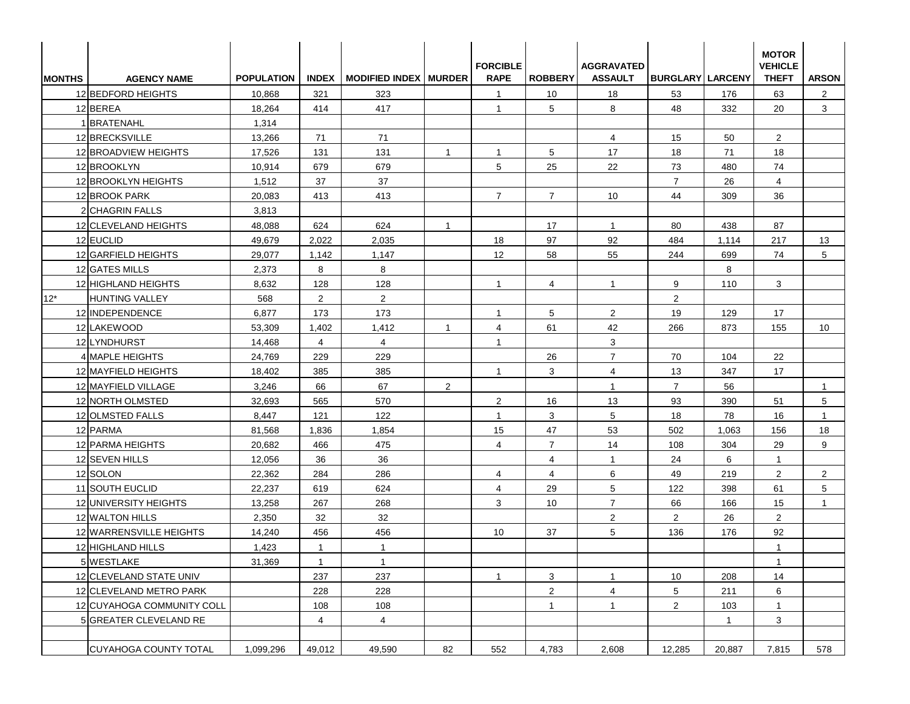| MONTHS | AGENCY NAME | POPULATION | INDEX | MODIFIED INDEX | MURDER | FORCIBLE RAPE | ROBBERY | AGGRAVATED ASSAULT | BURGLARY | LARCENY | MOTOR VEHICLE THEFT | ARSON |
|---|---|---|---|---|---|---|---|---|---|---|---|---|
| 12 | BEDFORD HEIGHTS | 10,868 | 321 | 323 | | 1 | 10 | 18 | 53 | 176 | 63 | 2 |
| 12 | BEREA | 18,264 | 414 | 417 | | 1 | 5 | 8 | 48 | 332 | 20 | 3 |
| 1 | BRATENAHL | 1,314 | | | | | | | | | | |
| 12 | BRECKSVILLE | 13,266 | 71 | 71 | | | | 4 | 15 | 50 | 2 | |
| 12 | BROADVIEW HEIGHTS | 17,526 | 131 | 131 | 1 | 1 | 5 | 17 | 18 | 71 | 18 | |
| 12 | BROOKLYN | 10,914 | 679 | 679 | | 5 | 25 | 22 | 73 | 480 | 74 | |
| 12 | BROOKLYN HEIGHTS | 1,512 | 37 | 37 | | | | | 7 | 26 | 4 | |
| 12 | BROOK PARK | 20,083 | 413 | 413 | | 7 | 7 | 10 | 44 | 309 | 36 | |
| 2 | CHAGRIN FALLS | 3,813 | | | | | | | | | | |
| 12 | CLEVELAND HEIGHTS | 48,088 | 624 | 624 | 1 | | 17 | 1 | 80 | 438 | 87 | |
| 12 | EUCLID | 49,679 | 2,022 | 2,035 | | 18 | 97 | 92 | 484 | 1,114 | 217 | 13 |
| 12 | GARFIELD HEIGHTS | 29,077 | 1,142 | 1,147 | | 12 | 58 | 55 | 244 | 699 | 74 | 5 |
| 12 | GATES MILLS | 2,373 | 8 | 8 | | | | | | 8 | | |
| 12 | HIGHLAND HEIGHTS | 8,632 | 128 | 128 | | 1 | 4 | 1 | 9 | 110 | 3 | |
| 12* | HUNTING VALLEY | 568 | 2 | 2 | | | | | 2 | | | |
| 12 | INDEPENDENCE | 6,877 | 173 | 173 | | 1 | 5 | 2 | 19 | 129 | 17 | |
| 12 | LAKEWOOD | 53,309 | 1,402 | 1,412 | 1 | 4 | 61 | 42 | 266 | 873 | 155 | 10 |
| 12 | LYNDHURST | 14,468 | 4 | 4 | | 1 | | 3 | | | | |
| 4 | MAPLE HEIGHTS | 24,769 | 229 | 229 | | | 26 | 7 | 70 | 104 | 22 | |
| 12 | MAYFIELD HEIGHTS | 18,402 | 385 | 385 | | 1 | 3 | 4 | 13 | 347 | 17 | |
| 12 | MAYFIELD VILLAGE | 3,246 | 66 | 67 | 2 | | | 1 | 7 | 56 | | 1 |
| 12 | NORTH OLMSTED | 32,693 | 565 | 570 | | 2 | 16 | 13 | 93 | 390 | 51 | 5 |
| 12 | OLMSTED FALLS | 8,447 | 121 | 122 | | 1 | 3 | 5 | 18 | 78 | 16 | 1 |
| 12 | PARMA | 81,568 | 1,836 | 1,854 | | 15 | 47 | 53 | 502 | 1,063 | 156 | 18 |
| 12 | PARMA HEIGHTS | 20,682 | 466 | 475 | | 4 | 7 | 14 | 108 | 304 | 29 | 9 |
| 12 | SEVEN HILLS | 12,056 | 36 | 36 | | | 4 | 1 | 24 | 6 | 1 | |
| 12 | SOLON | 22,362 | 284 | 286 | | 4 | 4 | 6 | 49 | 219 | 2 | 2 |
| 11 | SOUTH EUCLID | 22,237 | 619 | 624 | | 4 | 29 | 5 | 122 | 398 | 61 | 5 |
| 12 | UNIVERSITY HEIGHTS | 13,258 | 267 | 268 | | 3 | 10 | 7 | 66 | 166 | 15 | 1 |
| 12 | WALTON HILLS | 2,350 | 32 | 32 | | | | 2 | 2 | 26 | 2 | |
| 12 | WARRENSVILLE HEIGHTS | 14,240 | 456 | 456 | | 10 | 37 | 5 | 136 | 176 | 92 | |
| 12 | HIGHLAND HILLS | 1,423 | 1 | 1 | | | | | | | 1 | |
| 5 | WESTLAKE | 31,369 | 1 | 1 | | | | | | | 1 | |
| 12 | CLEVELAND STATE UNIV | | 237 | 237 | | 1 | 3 | 1 | 10 | 208 | 14 | |
| 12 | CLEVELAND METRO PARK | | 228 | 228 | | | 2 | 4 | 5 | 211 | 6 | |
| 12 | CUYAHOGA COMMUNITY COLL | | 108 | 108 | | | 1 | 1 | 2 | 103 | 1 | |
| 5 | GREATER CLEVELAND RE | | 4 | 4 | | | | | | 1 | 3 | |
| | | | | | | | | | | | | |
| | CUYAHOGA COUNTY TOTAL | 1,099,296 | 49,012 | 49,590 | 82 | 552 | 4,783 | 2,608 | 12,285 | 20,887 | 7,815 | 578 |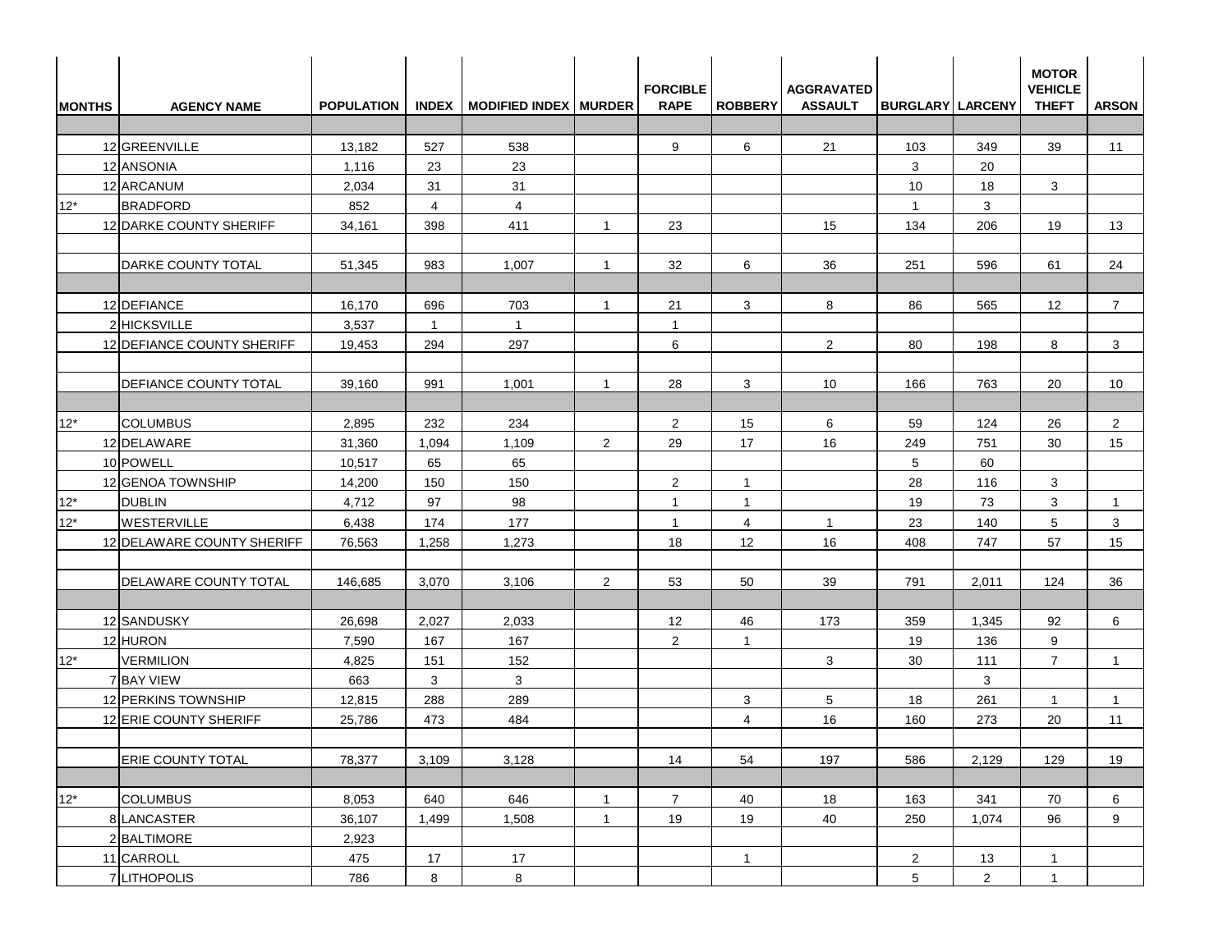| MONTHS | AGENCY NAME | POPULATION | INDEX | MODIFIED INDEX | MURDER | FORCIBLE RAPE | ROBBERY | AGGRAVATED ASSAULT | BURGLARY | LARCENY | MOTOR VEHICLE THEFT | ARSON |
|---|---|---|---|---|---|---|---|---|---|---|---|---|
| | | | | | | | | | | | | |
| 12 | GREENVILLE | 13,182 | 527 | 538 | | 9 | 6 | 21 | 103 | 349 | 39 | 11 |
| 12 | ANSONIA | 1,116 | 23 | 23 | | | | | 3 | 20 | | |
| 12 | ARCANUM | 2,034 | 31 | 31 | | | | | 10 | 18 | 3 | |
| 12* | BRADFORD | 852 | 4 | 4 | | | | | 1 | 3 | | |
| 12 | DARKE COUNTY SHERIFF | 34,161 | 398 | 411 | 1 | 23 | | 15 | 134 | 206 | 19 | 13 |
| | | | | | | | | | | | | |
| | DARKE COUNTY TOTAL | 51,345 | 983 | 1,007 | 1 | 32 | 6 | 36 | 251 | 596 | 61 | 24 |
| | | | | | | | | | | | | |
| 12 | DEFIANCE | 16,170 | 696 | 703 | 1 | 21 | 3 | 8 | 86 | 565 | 12 | 7 |
| 2 | HICKSVILLE | 3,537 | 1 | 1 | | 1 | | | | | | |
| 12 | DEFIANCE COUNTY SHERIFF | 19,453 | 294 | 297 | | 6 | | 2 | 80 | 198 | 8 | 3 |
| | | | | | | | | | | | | |
| | DEFIANCE COUNTY TOTAL | 39,160 | 991 | 1,001 | 1 | 28 | 3 | 10 | 166 | 763 | 20 | 10 |
| | | | | | | | | | | | | |
| 12* | COLUMBUS | 2,895 | 232 | 234 | | 2 | 15 | 6 | 59 | 124 | 26 | 2 |
| 12 | DELAWARE | 31,360 | 1,094 | 1,109 | 2 | 29 | 17 | 16 | 249 | 751 | 30 | 15 |
| 10 | POWELL | 10,517 | 65 | 65 | | | | | 5 | 60 | | |
| 12 | GENOA TOWNSHIP | 14,200 | 150 | 150 | | 2 | 1 | | 28 | 116 | 3 | |
| 12* | DUBLIN | 4,712 | 97 | 98 | | 1 | 1 | | 19 | 73 | 3 | 1 |
| 12* | WESTERVILLE | 6,438 | 174 | 177 | | 1 | 4 | 1 | 23 | 140 | 5 | 3 |
| 12 | DELAWARE COUNTY SHERIFF | 76,563 | 1,258 | 1,273 | | 18 | 12 | 16 | 408 | 747 | 57 | 15 |
| | | | | | | | | | | | | |
| | DELAWARE COUNTY TOTAL | 146,685 | 3,070 | 3,106 | 2 | 53 | 50 | 39 | 791 | 2,011 | 124 | 36 |
| | | | | | | | | | | | | |
| 12 | SANDUSKY | 26,698 | 2,027 | 2,033 | | 12 | 46 | 173 | 359 | 1,345 | 92 | 6 |
| 12 | HURON | 7,590 | 167 | 167 | | 2 | 1 | | 19 | 136 | 9 | |
| 12* | VERMILION | 4,825 | 151 | 152 | | | | 3 | 30 | 111 | 7 | 1 |
| 7 | BAY VIEW | 663 | 3 | 3 | | | | | | 3 | | |
| 12 | PERKINS TOWNSHIP | 12,815 | 288 | 289 | | | 3 | 5 | 18 | 261 | 1 | 1 |
| 12 | ERIE COUNTY SHERIFF | 25,786 | 473 | 484 | | | 4 | 16 | 160 | 273 | 20 | 11 |
| | | | | | | | | | | | | |
| | ERIE COUNTY TOTAL | 78,377 | 3,109 | 3,128 | | 14 | 54 | 197 | 586 | 2,129 | 129 | 19 |
| | | | | | | | | | | | | |
| 12* | COLUMBUS | 8,053 | 640 | 646 | 1 | 7 | 40 | 18 | 163 | 341 | 70 | 6 |
| 8 | LANCASTER | 36,107 | 1,499 | 1,508 | 1 | 19 | 19 | 40 | 250 | 1,074 | 96 | 9 |
| 2 | BALTIMORE | 2,923 | | | | | | | | | | |
| 11 | CARROLL | 475 | 17 | 17 | | | 1 | | 2 | 13 | 1 | |
| 7 | LITHOPOLIS | 786 | 8 | 8 | | | | | 5 | 2 | 1 | |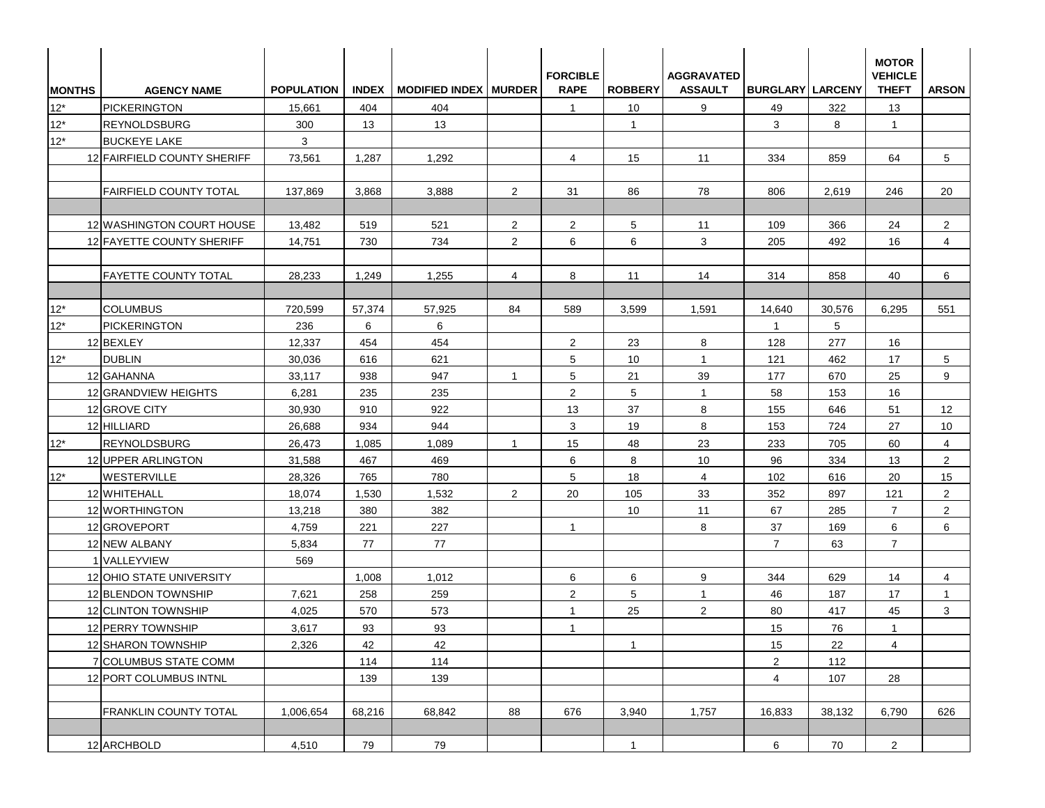| MONTHS | AGENCY NAME | POPULATION | INDEX | MODIFIED INDEX | MURDER | FORCIBLE RAPE | ROBBERY | AGGRAVATED ASSAULT | BURGLARY | LARCENY | MOTOR VEHICLE THEFT | ARSON |
|---|---|---|---|---|---|---|---|---|---|---|---|---|
| 12* | PICKERINGTON | 15,661 | 404 | 404 | | 1 | 10 | 9 | 49 | 322 | 13 | |
| 12* | REYNOLDSBURG | 300 | 13 | 13 | | | 1 | | 3 | 8 | 1 | |
| 12* | BUCKEYE LAKE | 3 | | | | | | | | | | |
| 12 | FAIRFIELD COUNTY SHERIFF | 73,561 | 1,287 | 1,292 | | 4 | 15 | 11 | 334 | 859 | 64 | 5 |
| | | | | | | | | | | | | |
| | FAIRFIELD COUNTY TOTAL | 137,869 | 3,868 | 3,888 | 2 | 31 | 86 | 78 | 806 | 2,619 | 246 | 20 |
| | | | | | | | | | | | | |
| 12 | WASHINGTON COURT HOUSE | 13,482 | 519 | 521 | 2 | 2 | 5 | 11 | 109 | 366 | 24 | 2 |
| 12 | FAYETTE COUNTY SHERIFF | 14,751 | 730 | 734 | 2 | 6 | 6 | 3 | 205 | 492 | 16 | 4 |
| | | | | | | | | | | | | |
| | FAYETTE COUNTY TOTAL | 28,233 | 1,249 | 1,255 | 4 | 8 | 11 | 14 | 314 | 858 | 40 | 6 |
| | | | | | | | | | | | | |
| 12* | COLUMBUS | 720,599 | 57,374 | 57,925 | 84 | 589 | 3,599 | 1,591 | 14,640 | 30,576 | 6,295 | 551 |
| 12* | PICKERINGTON | 236 | 6 | 6 | | | | | 1 | 5 | | |
| 12 | BEXLEY | 12,337 | 454 | 454 | | 2 | 23 | 8 | 128 | 277 | 16 | |
| 12* | DUBLIN | 30,036 | 616 | 621 | | 5 | 10 | 1 | 121 | 462 | 17 | 5 |
| 12 | GAHANNA | 33,117 | 938 | 947 | 1 | 5 | 21 | 39 | 177 | 670 | 25 | 9 |
| 12 | GRANDVIEW HEIGHTS | 6,281 | 235 | 235 | | 2 | 5 | 1 | 58 | 153 | 16 | |
| 12 | GROVE CITY | 30,930 | 910 | 922 | | 13 | 37 | 8 | 155 | 646 | 51 | 12 |
| 12 | HILLIARD | 26,688 | 934 | 944 | | 3 | 19 | 8 | 153 | 724 | 27 | 10 |
| 12* | REYNOLDSBURG | 26,473 | 1,085 | 1,089 | 1 | 15 | 48 | 23 | 233 | 705 | 60 | 4 |
| 12 | UPPER ARLINGTON | 31,588 | 467 | 469 | | 6 | 8 | 10 | 96 | 334 | 13 | 2 |
| 12* | WESTERVILLE | 28,326 | 765 | 780 | | 5 | 18 | 4 | 102 | 616 | 20 | 15 |
| 12 | WHITEHALL | 18,074 | 1,530 | 1,532 | 2 | 20 | 105 | 33 | 352 | 897 | 121 | 2 |
| 12 | WORTHINGTON | 13,218 | 380 | 382 | | | 10 | 11 | 67 | 285 | 7 | 2 |
| 12 | GROVEPORT | 4,759 | 221 | 227 | | 1 | | 8 | 37 | 169 | 6 | 6 |
| 12 | NEW ALBANY | 5,834 | 77 | 77 | | | | | 7 | 63 | 7 | |
| 1 | VALLEYVIEW | 569 | | | | | | | | | | |
| 12 | OHIO STATE UNIVERSITY | | 1,008 | 1,012 | | 6 | 6 | 9 | 344 | 629 | 14 | 4 |
| 12 | BLENDON TOWNSHIP | 7,621 | 258 | 259 | | 2 | 5 | 1 | 46 | 187 | 17 | 1 |
| 12 | CLINTON TOWNSHIP | 4,025 | 570 | 573 | | 1 | 25 | 2 | 80 | 417 | 45 | 3 |
| 12 | PERRY TOWNSHIP | 3,617 | 93 | 93 | | 1 | | | 15 | 76 | 1 | |
| 12 | SHARON TOWNSHIP | 2,326 | 42 | 42 | | | 1 | | 15 | 22 | 4 | |
| 7 | COLUMBUS STATE COMM | | 114 | 114 | | | | | 2 | 112 | | |
| 12 | PORT COLUMBUS INTNL | | 139 | 139 | | | | | 4 | 107 | 28 | |
| | | | | | | | | | | | | |
| | FRANKLIN COUNTY TOTAL | 1,006,654 | 68,216 | 68,842 | 88 | 676 | 3,940 | 1,757 | 16,833 | 38,132 | 6,790 | 626 |
| | | | | | | | | | | | | |
| 12 | ARCHBOLD | 4,510 | 79 | 79 | | | 1 | | 6 | 70 | 2 | |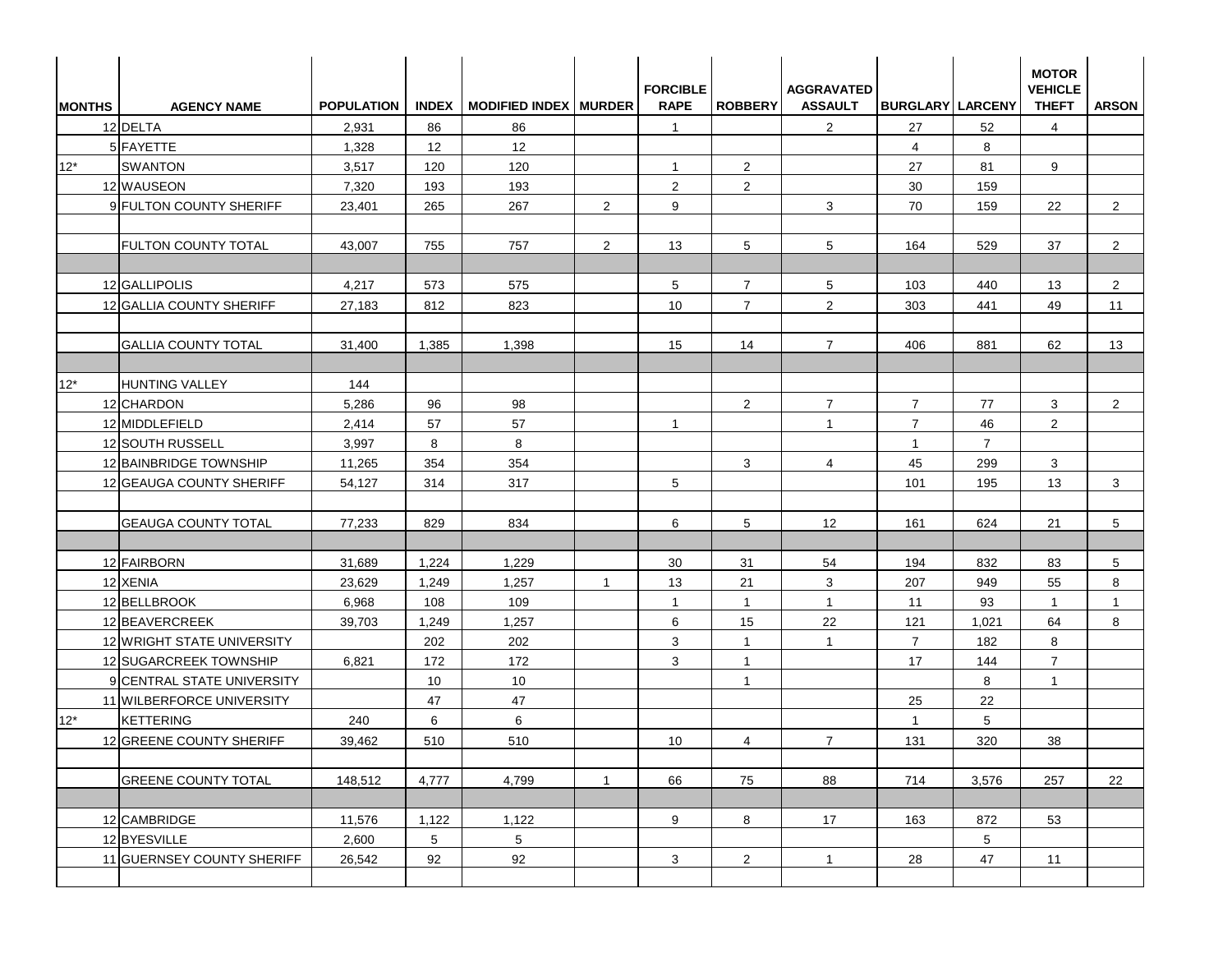| MONTHS | AGENCY NAME | POPULATION | INDEX | MODIFIED INDEX | MURDER | FORCIBLE RAPE | ROBBERY | AGGRAVATED ASSAULT | BURGLARY | LARCENY | MOTOR VEHICLE THEFT | ARSON |
|---|---|---|---|---|---|---|---|---|---|---|---|---|
| 12 | DELTA | 2,931 | 86 | 86 | | 1 | | 2 | 27 | 52 | 4 | |
| 5 | FAYETTE | 1,328 | 12 | 12 | | | | | 4 | 8 | | |
| 12* | SWANTON | 3,517 | 120 | 120 | | 1 | 2 | | 27 | 81 | 9 | |
| 12 | WAUSEON | 7,320 | 193 | 193 | | 2 | 2 | | 30 | 159 | | |
| 9 | FULTON COUNTY SHERIFF | 23,401 | 265 | 267 | 2 | 9 | | 3 | 70 | 159 | 22 | 2 |
| | | | | | | | | | | | | |
| | FULTON COUNTY TOTAL | 43,007 | 755 | 757 | 2 | 13 | 5 | 5 | 164 | 529 | 37 | 2 |
| | | | | | | | | | | | | |
| 12 | GALLIPOLIS | 4,217 | 573 | 575 | | 5 | 7 | 5 | 103 | 440 | 13 | 2 |
| 12 | GALLIA COUNTY SHERIFF | 27,183 | 812 | 823 | | 10 | 7 | 2 | 303 | 441 | 49 | 11 |
| | | | | | | | | | | | | |
| | GALLIA COUNTY TOTAL | 31,400 | 1,385 | 1,398 | | 15 | 14 | 7 | 406 | 881 | 62 | 13 |
| | | | | | | | | | | | | |
| 12* | HUNTING VALLEY | 144 | | | | | | | | | | |
| 12 | CHARDON | 5,286 | 96 | 98 | | | 2 | 7 | 7 | 77 | 3 | 2 |
| 12 | MIDDLEFIELD | 2,414 | 57 | 57 | | 1 | | 1 | 7 | 46 | 2 | |
| 12 | SOUTH RUSSELL | 3,997 | 8 | 8 | | | | | 1 | 7 | | |
| 12 | BAINBRIDGE TOWNSHIP | 11,265 | 354 | 354 | | | 3 | 4 | 45 | 299 | 3 | |
| 12 | GEAUGA COUNTY SHERIFF | 54,127 | 314 | 317 | | 5 | | | 101 | 195 | 13 | 3 |
| | | | | | | | | | | | | |
| | GEAUGA COUNTY TOTAL | 77,233 | 829 | 834 | | 6 | 5 | 12 | 161 | 624 | 21 | 5 |
| | | | | | | | | | | | | |
| 12 | FAIRBORN | 31,689 | 1,224 | 1,229 | | 30 | 31 | 54 | 194 | 832 | 83 | 5 |
| 12 | XENIA | 23,629 | 1,249 | 1,257 | 1 | 13 | 21 | 3 | 207 | 949 | 55 | 8 |
| 12 | BELLBROOK | 6,968 | 108 | 109 | | 1 | 1 | 1 | 11 | 93 | 1 | 1 |
| 12 | BEAVERCREEK | 39,703 | 1,249 | 1,257 | | 6 | 15 | 22 | 121 | 1,021 | 64 | 8 |
| 12 | WRIGHT STATE UNIVERSITY | | 202 | 202 | | 3 | 1 | 1 | 7 | 182 | 8 | |
| 12 | SUGARCREEK TOWNSHIP | 6,821 | 172 | 172 | | 3 | 1 | | 17 | 144 | 7 | |
| 9 | CENTRAL STATE UNIVERSITY | | 10 | 10 | | | 1 | | | 8 | 1 | |
| 11 | WILBERFORCE UNIVERSITY | | 47 | 47 | | | | | 25 | 22 | | |
| 12* | KETTERING | 240 | 6 | 6 | | | | | 1 | 5 | | |
| 12 | GREENE COUNTY SHERIFF | 39,462 | 510 | 510 | | 10 | 4 | 7 | 131 | 320 | 38 | |
| | | | | | | | | | | | | |
| | GREENE COUNTY TOTAL | 148,512 | 4,777 | 4,799 | 1 | 66 | 75 | 88 | 714 | 3,576 | 257 | 22 |
| | | | | | | | | | | | | |
| 12 | CAMBRIDGE | 11,576 | 1,122 | 1,122 | | 9 | 8 | 17 | 163 | 872 | 53 | |
| 12 | BYESVILLE | 2,600 | 5 | 5 | | | | | | 5 | | |
| 11 | GUERNSEY COUNTY SHERIFF | 26,542 | 92 | 92 | | 3 | 2 | 1 | 28 | 47 | 11 | |
| | | | | | | | | | | | | |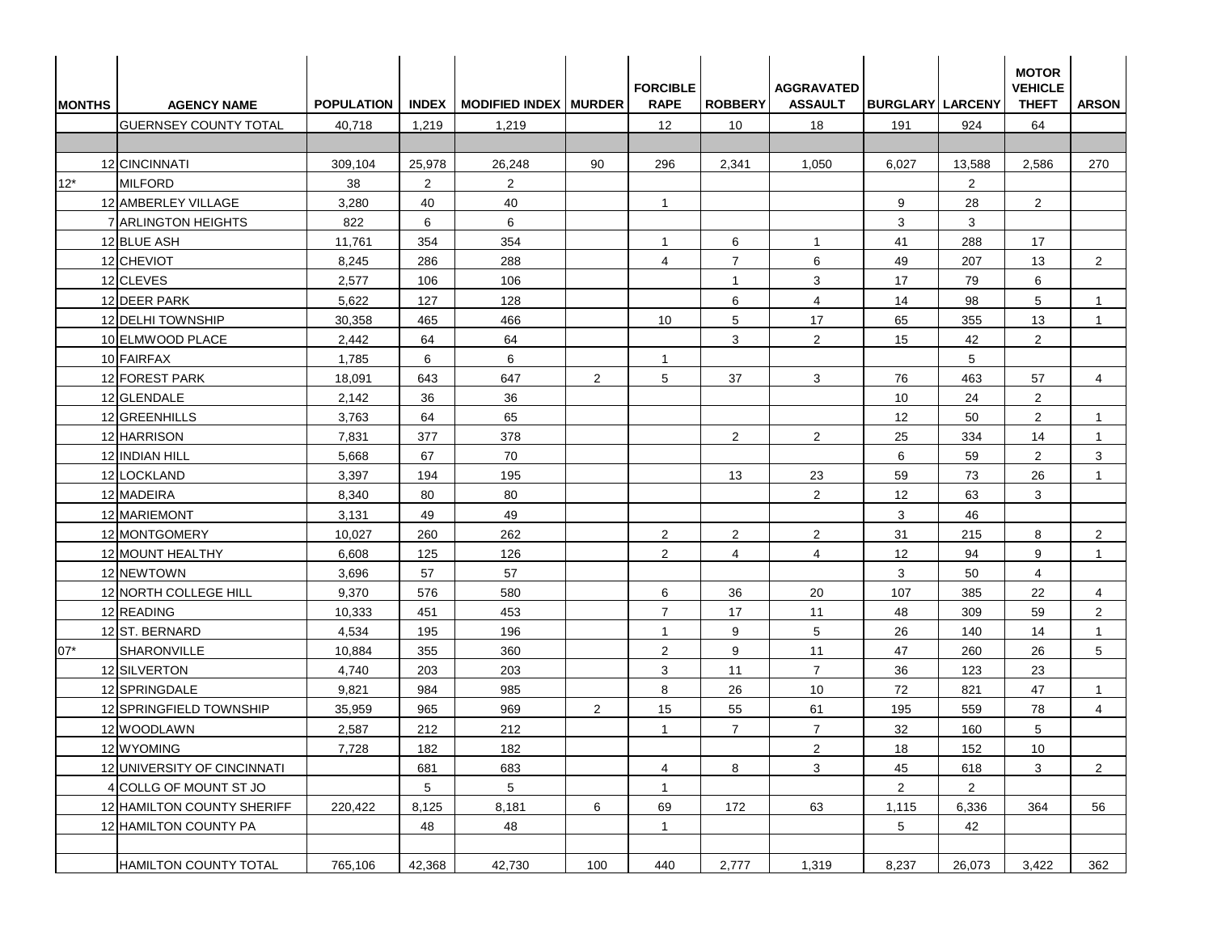| MONTHS | AGENCY NAME | POPULATION | INDEX | MODIFIED INDEX | MURDER | FORCIBLE RAPE | ROBBERY | AGGRAVATED ASSAULT | BURGLARY | LARCENY | MOTOR VEHICLE THEFT | ARSON |
|---|---|---|---|---|---|---|---|---|---|---|---|---|
| | GUERNSEY COUNTY TOTAL | 40,718 | 1,219 | 1,219 | | 12 | 10 | 18 | 191 | 924 | 64 | |
| | | | | | | | | | | | | |
| 12 | CINCINNATI | 309,104 | 25,978 | 26,248 | 90 | 296 | 2,341 | 1,050 | 6,027 | 13,588 | 2,586 | 270 |
| 12* | MILFORD | 38 | 2 | 2 | | | | | | 2 | | |
| 12 | AMBERLEY VILLAGE | 3,280 | 40 | 40 | | 1 | | | 9 | 28 | 2 | |
| 7 | ARLINGTON HEIGHTS | 822 | 6 | 6 | | | | | 3 | 3 | | |
| 12 | BLUE ASH | 11,761 | 354 | 354 | | 1 | 6 | 1 | 41 | 288 | 17 | |
| 12 | CHEVIOT | 8,245 | 286 | 288 | | 4 | 7 | 6 | 49 | 207 | 13 | 2 |
| 12 | CLEVES | 2,577 | 106 | 106 | | | 1 | 3 | 17 | 79 | 6 | |
| 12 | DEER PARK | 5,622 | 127 | 128 | | | 6 | 4 | 14 | 98 | 5 | 1 |
| 12 | DELHI TOWNSHIP | 30,358 | 465 | 466 | | 10 | 5 | 17 | 65 | 355 | 13 | 1 |
| 10 | ELMWOOD PLACE | 2,442 | 64 | 64 | | | 3 | 2 | 15 | 42 | 2 | |
| 10 | FAIRFAX | 1,785 | 6 | 6 | | 1 | | | | 5 | | |
| 12 | FOREST PARK | 18,091 | 643 | 647 | 2 | 5 | 37 | 3 | 76 | 463 | 57 | 4 |
| 12 | GLENDALE | 2,142 | 36 | 36 | | | | | 10 | 24 | 2 | |
| 12 | GREENHILLS | 3,763 | 64 | 65 | | | | | 12 | 50 | 2 | 1 |
| 12 | HARRISON | 7,831 | 377 | 378 | | | 2 | 2 | 25 | 334 | 14 | 1 |
| 12 | INDIAN HILL | 5,668 | 67 | 70 | | | | | 6 | 59 | 2 | 3 |
| 12 | LOCKLAND | 3,397 | 194 | 195 | | | 13 | 23 | 59 | 73 | 26 | 1 |
| 12 | MADEIRA | 8,340 | 80 | 80 | | | | 2 | 12 | 63 | 3 | |
| 12 | MARIEMONT | 3,131 | 49 | 49 | | | | | 3 | 46 | | |
| 12 | MONTGOMERY | 10,027 | 260 | 262 | | 2 | 2 | 2 | 31 | 215 | 8 | 2 |
| 12 | MOUNT HEALTHY | 6,608 | 125 | 126 | | 2 | 4 | 4 | 12 | 94 | 9 | 1 |
| 12 | NEWTOWN | 3,696 | 57 | 57 | | | | | 3 | 50 | 4 | |
| 12 | NORTH COLLEGE HILL | 9,370 | 576 | 580 | | 6 | 36 | 20 | 107 | 385 | 22 | 4 |
| 12 | READING | 10,333 | 451 | 453 | | 7 | 17 | 11 | 48 | 309 | 59 | 2 |
| 12 | ST. BERNARD | 4,534 | 195 | 196 | | 1 | 9 | 5 | 26 | 140 | 14 | 1 |
| 07* | SHARONVILLE | 10,884 | 355 | 360 | | 2 | 9 | 11 | 47 | 260 | 26 | 5 |
| 12 | SILVERTON | 4,740 | 203 | 203 | | 3 | 11 | 7 | 36 | 123 | 23 | |
| 12 | SPRINGDALE | 9,821 | 984 | 985 | | 8 | 26 | 10 | 72 | 821 | 47 | 1 |
| 12 | SPRINGFIELD TOWNSHIP | 35,959 | 965 | 969 | 2 | 15 | 55 | 61 | 195 | 559 | 78 | 4 |
| 12 | WOODLAWN | 2,587 | 212 | 212 | | 1 | 7 | 7 | 32 | 160 | 5 | |
| 12 | WYOMING | 7,728 | 182 | 182 | | | | 2 | 18 | 152 | 10 | |
| 12 | UNIVERSITY OF CINCINNATI | | 681 | 683 | | 4 | 8 | 3 | 45 | 618 | 3 | 2 |
| 4 | COLLG OF MOUNT ST JO | | 5 | 5 | | 1 | | | 2 | 2 | | |
| 12 | HAMILTON COUNTY SHERIFF | 220,422 | 8,125 | 8,181 | 6 | 69 | 172 | 63 | 1,115 | 6,336 | 364 | 56 |
| 12 | HAMILTON COUNTY PA | | 48 | 48 | | 1 | | | 5 | 42 | | |
| | | | | | | | | | | | | |
| | HAMILTON COUNTY TOTAL | 765,106 | 42,368 | 42,730 | 100 | 440 | 2,777 | 1,319 | 8,237 | 26,073 | 3,422 | 362 |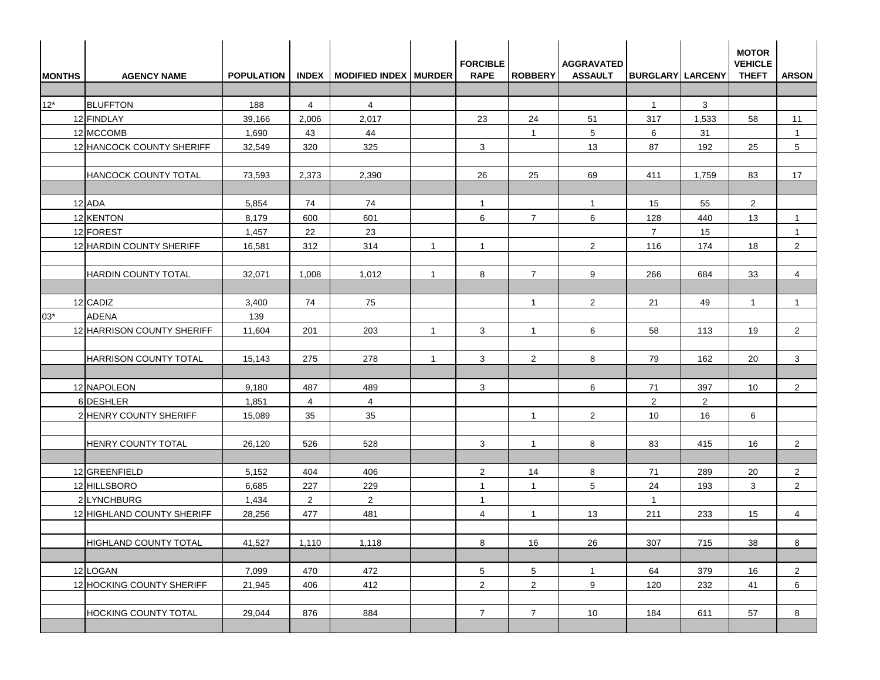| MONTHS | AGENCY NAME | POPULATION | INDEX | MODIFIED INDEX | MURDER | FORCIBLE RAPE | ROBBERY | AGGRAVATED ASSAULT | BURGLARY | LARCENY | MOTOR VEHICLE THEFT | ARSON |
|---|---|---|---|---|---|---|---|---|---|---|---|---|
| | | | | | | | | | | | | |
| 12* | BLUFFTON | 188 | 4 | 4 | | | | | 1 | 3 | | |
| 12 | FINDLAY | 39,166 | 2,006 | 2,017 | | 23 | 24 | 51 | 317 | 1,533 | 58 | 11 |
| 12 | MCCOMB | 1,690 | 43 | 44 | | | 1 | 5 | 6 | 31 | | 1 |
| 12 | HANCOCK COUNTY SHERIFF | 32,549 | 320 | 325 | | 3 | | 13 | 87 | 192 | 25 | 5 |
| | | | | | | | | | | | | |
| | HANCOCK COUNTY TOTAL | 73,593 | 2,373 | 2,390 | | 26 | 25 | 69 | 411 | 1,759 | 83 | 17 |
| | | | | | | | | | | | | |
| 12 | ADA | 5,854 | 74 | 74 | | 1 | | 1 | 15 | 55 | 2 | |
| 12 | KENTON | 8,179 | 600 | 601 | | 6 | 7 | 6 | 128 | 440 | 13 | 1 |
| 12 | FOREST | 1,457 | 22 | 23 | | | | | 7 | 15 | | 1 |
| 12 | HARDIN COUNTY SHERIFF | 16,581 | 312 | 314 | 1 | 1 | | 2 | 116 | 174 | 18 | 2 |
| | | | | | | | | | | | | |
| | HARDIN COUNTY TOTAL | 32,071 | 1,008 | 1,012 | 1 | 8 | 7 | 9 | 266 | 684 | 33 | 4 |
| | | | | | | | | | | | | |
| 12 | CADIZ | 3,400 | 74 | 75 | | | 1 | 2 | 21 | 49 | 1 | 1 |
| 03* | ADENA | 139 | | | | | | | | | | |
| 12 | HARRISON COUNTY SHERIFF | 11,604 | 201 | 203 | 1 | 3 | 1 | 6 | 58 | 113 | 19 | 2 |
| | | | | | | | | | | | | |
| | HARRISON COUNTY TOTAL | 15,143 | 275 | 278 | 1 | 3 | 2 | 8 | 79 | 162 | 20 | 3 |
| | | | | | | | | | | | | |
| 12 | NAPOLEON | 9,180 | 487 | 489 | | 3 | | 6 | 71 | 397 | 10 | 2 |
| 6 | DESHLER | 1,851 | 4 | 4 | | | | | 2 | 2 | | |
| 2 | HENRY COUNTY SHERIFF | 15,089 | 35 | 35 | | | 1 | 2 | 10 | 16 | 6 | |
| | | | | | | | | | | | | |
| | HENRY COUNTY TOTAL | 26,120 | 526 | 528 | | 3 | 1 | 8 | 83 | 415 | 16 | 2 |
| | | | | | | | | | | | | |
| 12 | GREENFIELD | 5,152 | 404 | 406 | | 2 | 14 | 8 | 71 | 289 | 20 | 2 |
| 12 | HILLSBORO | 6,685 | 227 | 229 | | 1 | 1 | 5 | 24 | 193 | 3 | 2 |
| 2 | LYNCHBURG | 1,434 | 2 | 2 | | 1 | | | 1 | | | |
| 12 | HIGHLAND COUNTY SHERIFF | 28,256 | 477 | 481 | | 4 | 1 | 13 | 211 | 233 | 15 | 4 |
| | | | | | | | | | | | | |
| | HIGHLAND COUNTY TOTAL | 41,527 | 1,110 | 1,118 | | 8 | 16 | 26 | 307 | 715 | 38 | 8 |
| | | | | | | | | | | | | |
| 12 | LOGAN | 7,099 | 470 | 472 | | 5 | 5 | 1 | 64 | 379 | 16 | 2 |
| 12 | HOCKING COUNTY SHERIFF | 21,945 | 406 | 412 | | 2 | 2 | 9 | 120 | 232 | 41 | 6 |
| | | | | | | | | | | | | |
| | HOCKING COUNTY TOTAL | 29,044 | 876 | 884 | | 7 | 7 | 10 | 184 | 611 | 57 | 8 |
| | | | | | | | | | | | | |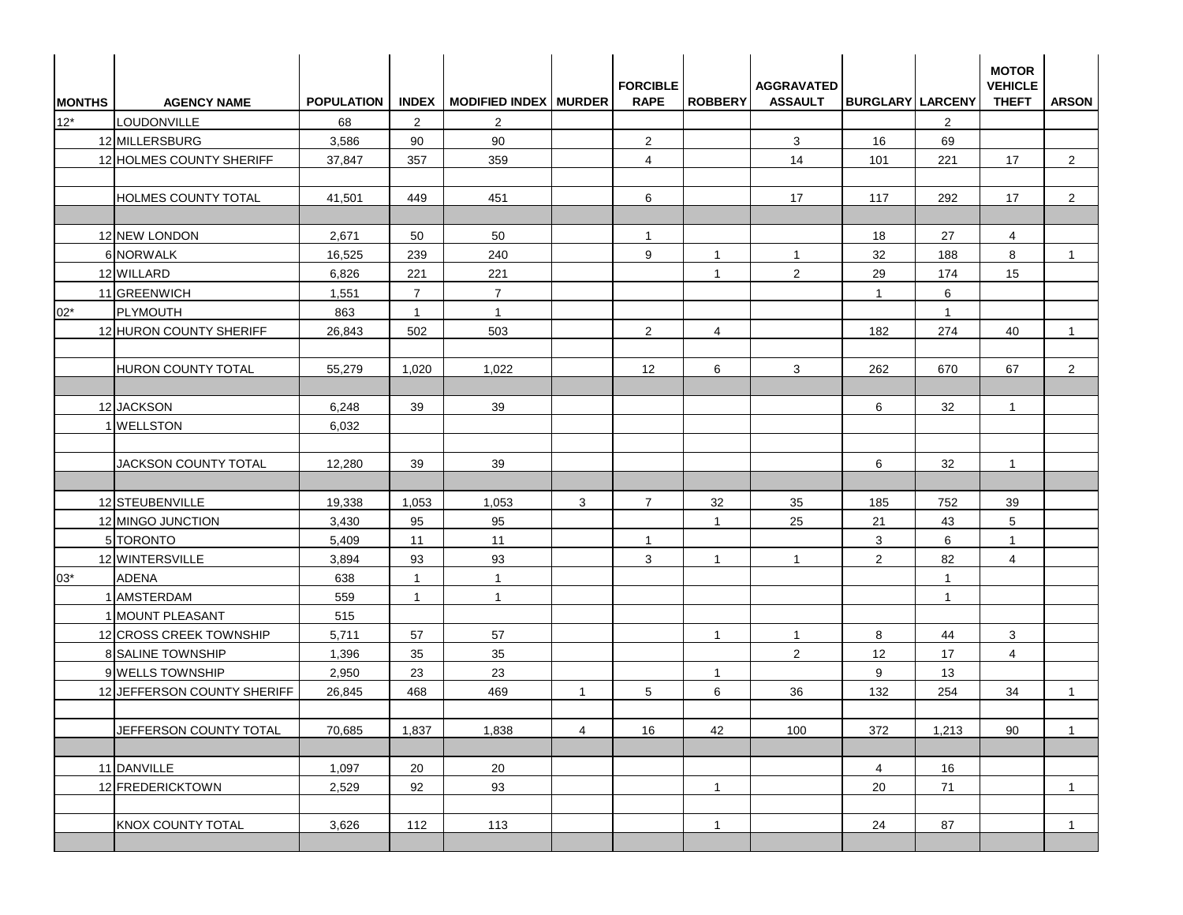| MONTHS | AGENCY NAME | POPULATION | INDEX | MODIFIED INDEX | MURDER | FORCIBLE RAPE | ROBBERY | AGGRAVATED ASSAULT | BURGLARY | LARCENY | MOTOR VEHICLE THEFT | ARSON |
|---|---|---|---|---|---|---|---|---|---|---|---|---|
| 12* | LOUDONVILLE | 68 | 2 | 2 | | | | | | 2 | | |
| 12 | MILLERSBURG | 3,586 | 90 | 90 | | 2 | | 3 | 16 | 69 | | |
| 12 | HOLMES COUNTY SHERIFF | 37,847 | 357 | 359 | | 4 | | 14 | 101 | 221 | 17 | 2 |
| | | | | | | | | | | | | |
| | HOLMES COUNTY TOTAL | 41,501 | 449 | 451 | | 6 | | 17 | 117 | 292 | 17 | 2 |
| | | | | | | | | | | | | |
| 12 | NEW LONDON | 2,671 | 50 | 50 | | 1 | | | 18 | 27 | 4 | |
| 6 | NORWALK | 16,525 | 239 | 240 | | 9 | 1 | 1 | 32 | 188 | 8 | 1 |
| 12 | WILLARD | 6,826 | 221 | 221 | | | 1 | 2 | 29 | 174 | 15 | |
| 11 | GREENWICH | 1,551 | 7 | 7 | | | | | 1 | 6 | | |
| 02* | PLYMOUTH | 863 | 1 | 1 | | | | | | 1 | | |
| 12 | HURON COUNTY SHERIFF | 26,843 | 502 | 503 | | 2 | 4 | | 182 | 274 | 40 | 1 |
| | | | | | | | | | | | | |
| | HURON COUNTY TOTAL | 55,279 | 1,020 | 1,022 | | 12 | 6 | 3 | 262 | 670 | 67 | 2 |
| | | | | | | | | | | | | |
| 12 | JACKSON | 6,248 | 39 | 39 | | | | | 6 | 32 | 1 | |
| 1 | WELLSTON | 6,032 | | | | | | | | | | |
| | | | | | | | | | | | | |
| | JACKSON COUNTY TOTAL | 12,280 | 39 | 39 | | | | | 6 | 32 | 1 | |
| | | | | | | | | | | | | |
| 12 | STEUBENVILLE | 19,338 | 1,053 | 1,053 | 3 | 7 | 32 | 35 | 185 | 752 | 39 | |
| 12 | MINGO JUNCTION | 3,430 | 95 | 95 | | | 1 | 25 | 21 | 43 | 5 | |
| 5 | TORONTO | 5,409 | 11 | 11 | | 1 | | | 3 | 6 | 1 | |
| 12 | WINTERSVILLE | 3,894 | 93 | 93 | | 3 | 1 | 1 | 2 | 82 | 4 | |
| 03* | ADENA | 638 | 1 | 1 | | | | | | 1 | | |
| 1 | AMSTERDAM | 559 | 1 | 1 | | | | | | 1 | | |
| 1 | MOUNT PLEASANT | 515 | | | | | | | | | | |
| 12 | CROSS CREEK TOWNSHIP | 5,711 | 57 | 57 | | | 1 | 1 | 8 | 44 | 3 | |
| 8 | SALINE TOWNSHIP | 1,396 | 35 | 35 | | | | 2 | 12 | 17 | 4 | |
| 9 | WELLS TOWNSHIP | 2,950 | 23 | 23 | | | 1 | | 9 | 13 | | |
| 12 | JEFFERSON COUNTY SHERIFF | 26,845 | 468 | 469 | 1 | 5 | 6 | 36 | 132 | 254 | 34 | 1 |
| | | | | | | | | | | | | |
| | JEFFERSON COUNTY TOTAL | 70,685 | 1,837 | 1,838 | 4 | 16 | 42 | 100 | 372 | 1,213 | 90 | 1 |
| | | | | | | | | | | | | |
| 11 | DANVILLE | 1,097 | 20 | 20 | | | | | 4 | 16 | | |
| 12 | FREDERICKTOWN | 2,529 | 92 | 93 | | | 1 | | 20 | 71 | | 1 |
| | | | | | | | | | | | | |
| | KNOX COUNTY TOTAL | 3,626 | 112 | 113 | | | 1 | | 24 | 87 | | 1 |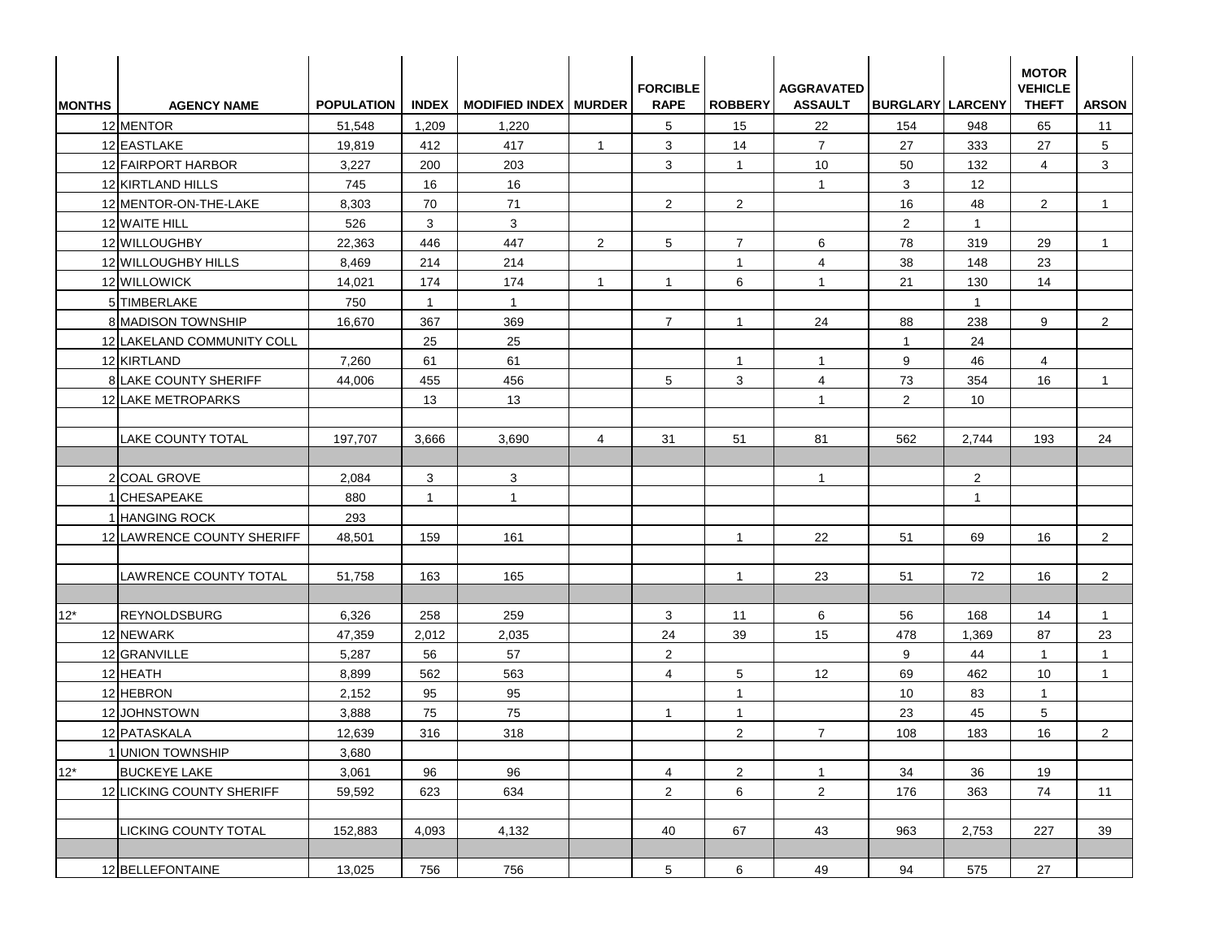| MONTHS | AGENCY NAME | POPULATION | INDEX | MODIFIED INDEX | MURDER | FORCIBLE RAPE | ROBBERY | AGGRAVATED ASSAULT | BURGLARY | LARCENY | MOTOR VEHICLE THEFT | ARSON |
|---|---|---|---|---|---|---|---|---|---|---|---|---|
| 12 | MENTOR | 51,548 | 1,209 | 1,220 | | 5 | 15 | 22 | 154 | 948 | 65 | 11 |
| 12 | EASTLAKE | 19,819 | 412 | 417 | 1 | 3 | 14 | 7 | 27 | 333 | 27 | 5 |
| 12 | FAIRPORT HARBOR | 3,227 | 200 | 203 | | 3 | 1 | 10 | 50 | 132 | 4 | 3 |
| 12 | KIRTLAND HILLS | 745 | 16 | 16 | | | | 1 | 3 | 12 | | |
| 12 | MENTOR-ON-THE-LAKE | 8,303 | 70 | 71 | | 2 | 2 | | 16 | 48 | 2 | 1 |
| 12 | WAITE HILL | 526 | 3 | 3 | | | | | 2 | 1 | | |
| 12 | WILLOUGHBY | 22,363 | 446 | 447 | 2 | 5 | 7 | 6 | 78 | 319 | 29 | 1 |
| 12 | WILLOUGHBY HILLS | 8,469 | 214 | 214 | | | 1 | 4 | 38 | 148 | 23 | |
| 12 | WILLOWICK | 14,021 | 174 | 174 | 1 | 1 | 6 | 1 | 21 | 130 | 14 | |
| 5 | TIMBERLAKE | 750 | 1 | 1 | | | | | | 1 | | |
| 8 | MADISON TOWNSHIP | 16,670 | 367 | 369 | | 7 | 1 | 24 | 88 | 238 | 9 | 2 |
| 12 | LAKELAND COMMUNITY COLL | | 25 | 25 | | | | | 1 | 24 | | |
| 12 | KIRTLAND | 7,260 | 61 | 61 | | | 1 | 1 | 9 | 46 | 4 | |
| 8 | LAKE COUNTY SHERIFF | 44,006 | 455 | 456 | | 5 | 3 | 4 | 73 | 354 | 16 | 1 |
| 12 | LAKE METROPARKS | | 13 | 13 | | | | 1 | 2 | 10 | | |
| | | | | | | | | | | | | |
| | LAKE COUNTY TOTAL | 197,707 | 3,666 | 3,690 | 4 | 31 | 51 | 81 | 562 | 2,744 | 193 | 24 |
| | | | | | | | | | | | | |
| 2 | COAL GROVE | 2,084 | 3 | 3 | | | | 1 | | 2 | | |
| 1 | CHESAPEAKE | 880 | 1 | 1 | | | | | | 1 | | |
| 1 | HANGING ROCK | 293 | | | | | | | | | | |
| 12 | LAWRENCE COUNTY SHERIFF | 48,501 | 159 | 161 | | | 1 | 22 | 51 | 69 | 16 | 2 |
| | | | | | | | | | | | | |
| | LAWRENCE COUNTY TOTAL | 51,758 | 163 | 165 | | | 1 | 23 | 51 | 72 | 16 | 2 |
| | | | | | | | | | | | | |
| 12* | REYNOLDSBURG | 6,326 | 258 | 259 | | 3 | 11 | 6 | 56 | 168 | 14 | 1 |
| 12 | NEWARK | 47,359 | 2,012 | 2,035 | | 24 | 39 | 15 | 478 | 1,369 | 87 | 23 |
| 12 | GRANVILLE | 5,287 | 56 | 57 | | 2 | | | 9 | 44 | 1 | 1 |
| 12 | HEATH | 8,899 | 562 | 563 | | 4 | 5 | 12 | 69 | 462 | 10 | 1 |
| 12 | HEBRON | 2,152 | 95 | 95 | | | 1 | | 10 | 83 | 1 | |
| 12 | JOHNSTOWN | 3,888 | 75 | 75 | | 1 | 1 | | 23 | 45 | 5 | |
| 12 | PATASKALA | 12,639 | 316 | 318 | | | 2 | 7 | 108 | 183 | 16 | 2 |
| 1 | UNION TOWNSHIP | 3,680 | | | | | | | | | | |
| 12* | BUCKEYE LAKE | 3,061 | 96 | 96 | | 4 | 2 | 1 | 34 | 36 | 19 | |
| 12 | LICKING COUNTY SHERIFF | 59,592 | 623 | 634 | | 2 | 6 | 2 | 176 | 363 | 74 | 11 |
| | | | | | | | | | | | | |
| | LICKING COUNTY TOTAL | 152,883 | 4,093 | 4,132 | | 40 | 67 | 43 | 963 | 2,753 | 227 | 39 |
| | | | | | | | | | | | | |
| 12 | BELLEFONTAINE | 13,025 | 756 | 756 | | 5 | 6 | 49 | 94 | 575 | 27 | |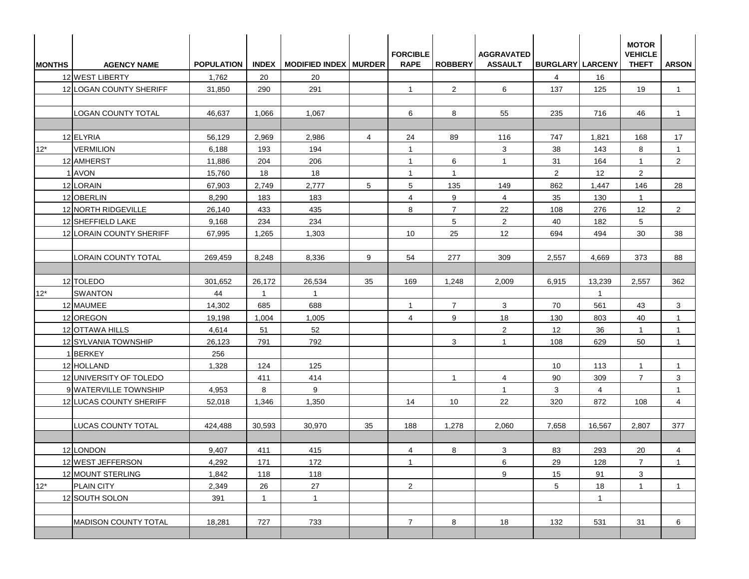| MONTHS | AGENCY NAME | POPULATION | INDEX | MODIFIED INDEX | MURDER | FORCIBLE RAPE | ROBBERY | AGGRAVATED ASSAULT | BURGLARY | LARCENY | MOTOR VEHICLE THEFT | ARSON |
|---|---|---|---|---|---|---|---|---|---|---|---|---|
| 12 | WEST LIBERTY | 1,762 | 20 | 20 | | | | | 4 | 16 | | |
| 12 | LOGAN COUNTY SHERIFF | 31,850 | 290 | 291 | | 1 | 2 | 6 | 137 | 125 | 19 | 1 |
| | | | | | | | | | | | | |
| | LOGAN COUNTY TOTAL | 46,637 | 1,066 | 1,067 | | 6 | 8 | 55 | 235 | 716 | 46 | 1 |
| | | | | | | | | | | | | |
| 12 | ELYRIA | 56,129 | 2,969 | 2,986 | 4 | 24 | 89 | 116 | 747 | 1,821 | 168 | 17 |
| 12* | VERMILION | 6,188 | 193 | 194 | | 1 | | 3 | 38 | 143 | 8 | 1 |
| 12 | AMHERST | 11,886 | 204 | 206 | | 1 | 6 | 1 | 31 | 164 | 1 | 2 |
| 1 | AVON | 15,760 | 18 | 18 | | 1 | 1 | | 2 | 12 | 2 | |
| 12 | LORAIN | 67,903 | 2,749 | 2,777 | 5 | 5 | 135 | 149 | 862 | 1,447 | 146 | 28 |
| 12 | OBERLIN | 8,290 | 183 | 183 | | 4 | 9 | 4 | 35 | 130 | 1 | |
| 12 | NORTH RIDGEVILLE | 26,140 | 433 | 435 | | 8 | 7 | 22 | 108 | 276 | 12 | 2 |
| 12 | SHEFFIELD LAKE | 9,168 | 234 | 234 | | | 5 | 2 | 40 | 182 | 5 | |
| 12 | LORAIN COUNTY SHERIFF | 67,995 | 1,265 | 1,303 | | 10 | 25 | 12 | 694 | 494 | 30 | 38 |
| | | | | | | | | | | | | |
| | LORAIN COUNTY TOTAL | 269,459 | 8,248 | 8,336 | 9 | 54 | 277 | 309 | 2,557 | 4,669 | 373 | 88 |
| | | | | | | | | | | | | |
| 12 | TOLEDO | 301,652 | 26,172 | 26,534 | 35 | 169 | 1,248 | 2,009 | 6,915 | 13,239 | 2,557 | 362 |
| 12* | SWANTON | 44 | 1 | 1 | | | | | | 1 | | |
| 12 | MAUMEE | 14,302 | 685 | 688 | | 1 | 7 | 3 | 70 | 561 | 43 | 3 |
| 12 | OREGON | 19,198 | 1,004 | 1,005 | | 4 | 9 | 18 | 130 | 803 | 40 | 1 |
| 12 | OTTAWA HILLS | 4,614 | 51 | 52 | | | | 2 | 12 | 36 | 1 | 1 |
| 12 | SYLVANIA TOWNSHIP | 26,123 | 791 | 792 | | | 3 | 1 | 108 | 629 | 50 | 1 |
| 1 | BERKEY | 256 | | | | | | | | | | |
| 12 | HOLLAND | 1,328 | 124 | 125 | | | | | 10 | 113 | 1 | 1 |
| 12 | UNIVERSITY OF TOLEDO | | 411 | 414 | | | 1 | 4 | 90 | 309 | 7 | 3 |
| 9 | WATERVILLE TOWNSHIP | 4,953 | 8 | 9 | | | | 1 | 3 | 4 | | 1 |
| 12 | LUCAS COUNTY SHERIFF | 52,018 | 1,346 | 1,350 | | 14 | 10 | 22 | 320 | 872 | 108 | 4 |
| | | | | | | | | | | | | |
| | LUCAS COUNTY TOTAL | 424,488 | 30,593 | 30,970 | 35 | 188 | 1,278 | 2,060 | 7,658 | 16,567 | 2,807 | 377 |
| | | | | | | | | | | | | |
| 12 | LONDON | 9,407 | 411 | 415 | | 4 | 8 | 3 | 83 | 293 | 20 | 4 |
| 12 | WEST JEFFERSON | 4,292 | 171 | 172 | | 1 | | 6 | 29 | 128 | 7 | 1 |
| 12 | MOUNT STERLING | 1,842 | 118 | 118 | | | | 9 | 15 | 91 | 3 | |
| 12* | PLAIN CITY | 2,349 | 26 | 27 | | 2 | | | 5 | 18 | 1 | 1 |
| 12 | SOUTH SOLON | 391 | 1 | 1 | | | | | | 1 | | |
| | | | | | | | | | | | | |
| | MADISON COUNTY TOTAL | 18,281 | 727 | 733 | | 7 | 8 | 18 | 132 | 531 | 31 | 6 |
| | | | | | | | | | | | | |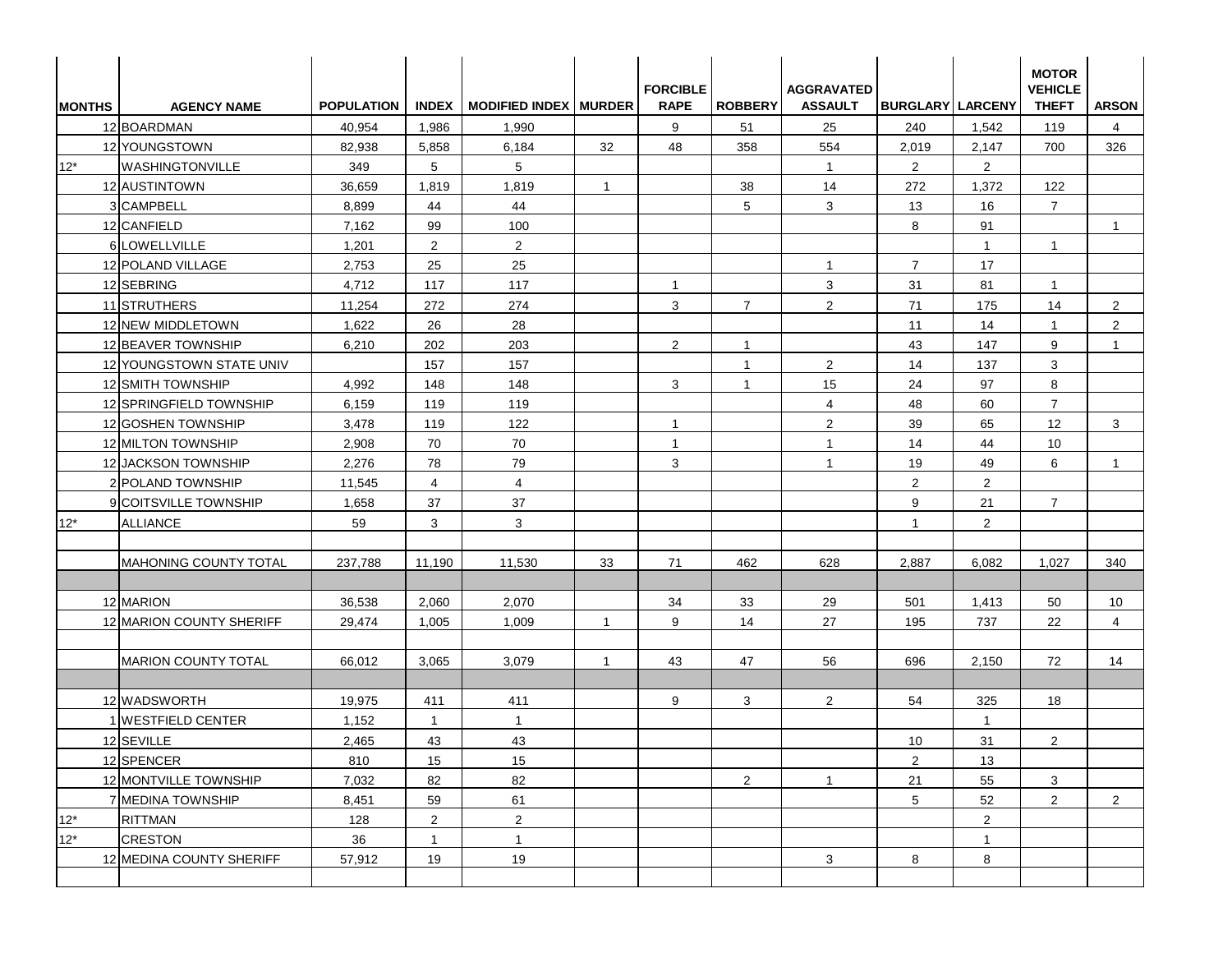| MONTHS | AGENCY NAME | POPULATION | INDEX | MODIFIED INDEX | MURDER | FORCIBLE RAPE | ROBBERY | AGGRAVATED ASSAULT | BURGLARY | LARCENY | MOTOR VEHICLE THEFT | ARSON |
|---|---|---|---|---|---|---|---|---|---|---|---|---|
| 12 | BOARDMAN | 40,954 | 1,986 | 1,990 | | 9 | 51 | 25 | 240 | 1,542 | 119 | 4 |
| 12 | YOUNGSTOWN | 82,938 | 5,858 | 6,184 | 32 | 48 | 358 | 554 | 2,019 | 2,147 | 700 | 326 |
| 12* | WASHINGTONVILLE | 349 | 5 | 5 | | | | 1 | 2 | 2 | | |
| 12 | AUSTINTOWN | 36,659 | 1,819 | 1,819 | 1 | | 38 | 14 | 272 | 1,372 | 122 | |
| 3 | CAMPBELL | 8,899 | 44 | 44 | | | 5 | 3 | 13 | 16 | 7 | |
| 12 | CANFIELD | 7,162 | 99 | 100 | | | | | 8 | 91 | | 1 |
| 6 | LOWELLVILLE | 1,201 | 2 | 2 | | | | | | 1 | 1 | |
| 12 | POLAND VILLAGE | 2,753 | 25 | 25 | | | | 1 | 7 | 17 | | |
| 12 | SEBRING | 4,712 | 117 | 117 | | 1 | | 3 | 31 | 81 | 1 | |
| 11 | STRUTHERS | 11,254 | 272 | 274 | | 3 | 7 | 2 | 71 | 175 | 14 | 2 |
| 12 | NEW MIDDLETOWN | 1,622 | 26 | 28 | | | | | 11 | 14 | 1 | 2 |
| 12 | BEAVER TOWNSHIP | 6,210 | 202 | 203 | | 2 | 1 | | 43 | 147 | 9 | 1 |
| 12 | YOUNGSTOWN STATE UNIV | | 157 | 157 | | | 1 | 2 | 14 | 137 | 3 | |
| 12 | SMITH TOWNSHIP | 4,992 | 148 | 148 | | 3 | 1 | 15 | 24 | 97 | 8 | |
| 12 | SPRINGFIELD TOWNSHIP | 6,159 | 119 | 119 | | | | 4 | 48 | 60 | 7 | |
| 12 | GOSHEN TOWNSHIP | 3,478 | 119 | 122 | | 1 | | 2 | 39 | 65 | 12 | 3 |
| 12 | MILTON TOWNSHIP | 2,908 | 70 | 70 | | 1 | | 1 | 14 | 44 | 10 | |
| 12 | JACKSON TOWNSHIP | 2,276 | 78 | 79 | | 3 | | 1 | 19 | 49 | 6 | 1 |
| 2 | POLAND TOWNSHIP | 11,545 | 4 | 4 | | | | | 2 | 2 | | |
| 9 | COITSVILLE TOWNSHIP | 1,658 | 37 | 37 | | | | | 9 | 21 | 7 | |
| 12* | ALLIANCE | 59 | 3 | 3 | | | | | 1 | 2 | | |
| | | | | | | | | | | | | |
| | MAHONING COUNTY TOTAL | 237,788 | 11,190 | 11,530 | 33 | 71 | 462 | 628 | 2,887 | 6,082 | 1,027 | 340 |
| | | | | | | | | | | | | |
| 12 | MARION | 36,538 | 2,060 | 2,070 | | 34 | 33 | 29 | 501 | 1,413 | 50 | 10 |
| 12 | MARION COUNTY SHERIFF | 29,474 | 1,005 | 1,009 | 1 | 9 | 14 | 27 | 195 | 737 | 22 | 4 |
| | | | | | | | | | | | | |
| | MARION COUNTY TOTAL | 66,012 | 3,065 | 3,079 | 1 | 43 | 47 | 56 | 696 | 2,150 | 72 | 14 |
| | | | | | | | | | | | | |
| 12 | WADSWORTH | 19,975 | 411 | 411 | | 9 | 3 | 2 | 54 | 325 | 18 | |
| 1 | WESTFIELD CENTER | 1,152 | 1 | 1 | | | | | | 1 | | |
| 12 | SEVILLE | 2,465 | 43 | 43 | | | | | 10 | 31 | 2 | |
| 12 | SPENCER | 810 | 15 | 15 | | | | | 2 | 13 | | |
| 12 | MONTVILLE TOWNSHIP | 7,032 | 82 | 82 | | | 2 | 1 | 21 | 55 | 3 | |
| 7 | MEDINA TOWNSHIP | 8,451 | 59 | 61 | | | | | 5 | 52 | 2 | 2 |
| 12* | RITTMAN | 128 | 2 | 2 | | | | | | 2 | | |
| 12* | CRESTON | 36 | 1 | 1 | | | | | | 1 | | |
| 12 | MEDINA COUNTY SHERIFF | 57,912 | 19 | 19 | | | | 3 | 8 | 8 | | |
| | | | | | | | | | | | | |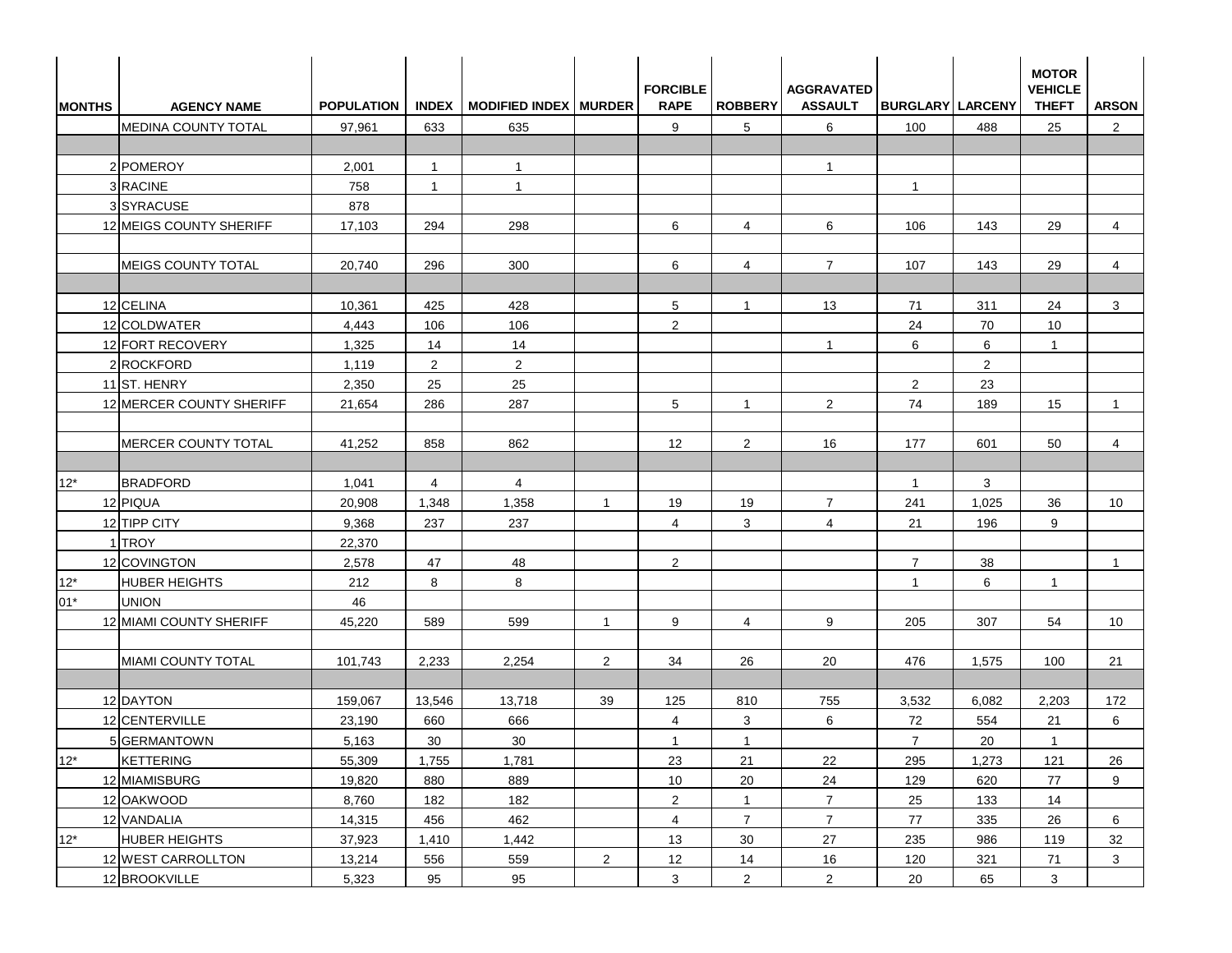| MONTHS | AGENCY NAME | POPULATION | INDEX | MODIFIED INDEX | MURDER | FORCIBLE RAPE | ROBBERY | AGGRAVATED ASSAULT | BURGLARY | LARCENY | MOTOR VEHICLE THEFT | ARSON |
|---|---|---|---|---|---|---|---|---|---|---|---|---|
| | MEDINA COUNTY TOTAL | 97,961 | 633 | 635 | | 9 | 5 | 6 | 100 | 488 | 25 | 2 |
| | | | | | | | | | | | | |
| 2 | POMEROY | 2,001 | 1 | 1 | | | | 1 | | | | |
| 3 | RACINE | 758 | 1 | 1 | | | | | 1 | | | |
| 3 | SYRACUSE | 878 | | | | | | | | | | |
| 12 | MEIGS COUNTY SHERIFF | 17,103 | 294 | 298 | | 6 | 4 | 6 | 106 | 143 | 29 | 4 |
| | | | | | | | | | | | | |
| | MEIGS COUNTY TOTAL | 20,740 | 296 | 300 | | 6 | 4 | 7 | 107 | 143 | 29 | 4 |
| | | | | | | | | | | | | |
| 12 | CELINA | 10,361 | 425 | 428 | | 5 | 1 | 13 | 71 | 311 | 24 | 3 |
| 12 | COLDWATER | 4,443 | 106 | 106 | | 2 | | | 24 | 70 | 10 | |
| 12 | FORT RECOVERY | 1,325 | 14 | 14 | | | | 1 | 6 | 6 | 1 | |
| 2 | ROCKFORD | 1,119 | 2 | 2 | | | | | | 2 | | |
| 11 | ST. HENRY | 2,350 | 25 | 25 | | | | | 2 | 23 | | |
| 12 | MERCER COUNTY SHERIFF | 21,654 | 286 | 287 | | 5 | 1 | 2 | 74 | 189 | 15 | 1 |
| | | | | | | | | | | | | |
| | MERCER COUNTY TOTAL | 41,252 | 858 | 862 | | 12 | 2 | 16 | 177 | 601 | 50 | 4 |
| | | | | | | | | | | | | |
| 12* | BRADFORD | 1,041 | 4 | 4 | | | | | 1 | 3 | | |
| 12 | PIQUA | 20,908 | 1,348 | 1,358 | 1 | 19 | 19 | 7 | 241 | 1,025 | 36 | 10 |
| 12 | TIPP CITY | 9,368 | 237 | 237 | | 4 | 3 | 4 | 21 | 196 | 9 | |
| 1 | TROY | 22,370 | | | | | | | | | | |
| 12 | COVINGTON | 2,578 | 47 | 48 | | 2 | | | 7 | 38 | | 1 |
| 12* | HUBER HEIGHTS | 212 | 8 | 8 | | | | | 1 | 6 | 1 | |
| 01* | UNION | 46 | | | | | | | | | | |
| 12 | MIAMI COUNTY SHERIFF | 45,220 | 589 | 599 | 1 | 9 | 4 | 9 | 205 | 307 | 54 | 10 |
| | | | | | | | | | | | | |
| | MIAMI COUNTY TOTAL | 101,743 | 2,233 | 2,254 | 2 | 34 | 26 | 20 | 476 | 1,575 | 100 | 21 |
| | | | | | | | | | | | | |
| 12 | DAYTON | 159,067 | 13,546 | 13,718 | 39 | 125 | 810 | 755 | 3,532 | 6,082 | 2,203 | 172 |
| 12 | CENTERVILLE | 23,190 | 660 | 666 | | 4 | 3 | 6 | 72 | 554 | 21 | 6 |
| 5 | GERMANTOWN | 5,163 | 30 | 30 | | 1 | 1 | | 7 | 20 | 1 | |
| 12* | KETTERING | 55,309 | 1,755 | 1,781 | | 23 | 21 | 22 | 295 | 1,273 | 121 | 26 |
| 12 | MIAMISBURG | 19,820 | 880 | 889 | | 10 | 20 | 24 | 129 | 620 | 77 | 9 |
| 12 | OAKWOOD | 8,760 | 182 | 182 | | 2 | 1 | 7 | 25 | 133 | 14 | |
| 12 | VANDALIA | 14,315 | 456 | 462 | | 4 | 7 | 7 | 77 | 335 | 26 | 6 |
| 12* | HUBER HEIGHTS | 37,923 | 1,410 | 1,442 | | 13 | 30 | 27 | 235 | 986 | 119 | 32 |
| 12 | WEST CARROLLTON | 13,214 | 556 | 559 | 2 | 12 | 14 | 16 | 120 | 321 | 71 | 3 |
| 12 | BROOKVILLE | 5,323 | 95 | 95 | | 3 | 2 | 2 | 20 | 65 | 3 | |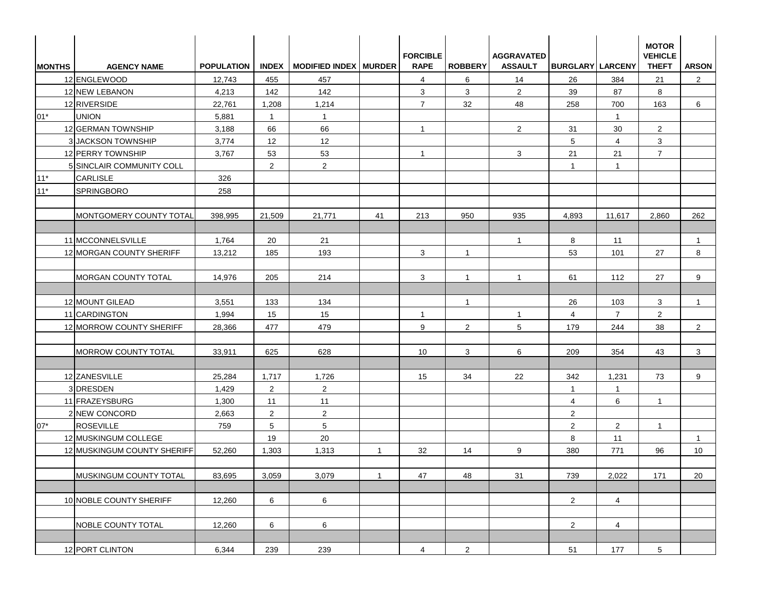| MONTHS | AGENCY NAME | POPULATION | INDEX | MODIFIED INDEX | MURDER | FORCIBLE RAPE | ROBBERY | AGGRAVATED ASSAULT | BURGLARY | LARCENY | MOTOR VEHICLE THEFT | ARSON |
|---|---|---|---|---|---|---|---|---|---|---|---|---|
| 12 | ENGLEWOOD | 12,743 | 455 | 457 | | 4 | 6 | 14 | 26 | 384 | 21 | 2 |
| 12 | NEW LEBANON | 4,213 | 142 | 142 | | 3 | 3 | 2 | 39 | 87 | 8 | |
| 12 | RIVERSIDE | 22,761 | 1,208 | 1,214 | | 7 | 32 | 48 | 258 | 700 | 163 | 6 |
| 01* | UNION | 5,881 | 1 | 1 | | | | | | 1 | | |
| 12 | GERMAN TOWNSHIP | 3,188 | 66 | 66 | | 1 | | 2 | 31 | 30 | 2 | |
| 3 | JACKSON TOWNSHIP | 3,774 | 12 | 12 | | | | | 5 | 4 | 3 | |
| 12 | PERRY TOWNSHIP | 3,767 | 53 | 53 | | 1 | | 3 | 21 | 21 | 7 | |
| 5 | SINCLAIR COMMUNITY COLL | | 2 | 2 | | | | | 1 | 1 | | |
| 11* | CARLISLE | 326 | | | | | | | | | | |
| 11* | SPRINGBORO | 258 | | | | | | | | | | |
| | | | | | | | | | | | | |
| | MONTGOMERY COUNTY TOTAL | 398,995 | 21,509 | 21,771 | 41 | 213 | 950 | 935 | 4,893 | 11,617 | 2,860 | 262 |
| | | | | | | | | | | | | |
| 11 | MCCONNELSVILLE | 1,764 | 20 | 21 | | | | 1 | 8 | 11 | | 1 |
| 12 | MORGAN COUNTY SHERIFF | 13,212 | 185 | 193 | | 3 | 1 | | 53 | 101 | 27 | 8 |
| | | | | | | | | | | | | |
| | MORGAN COUNTY TOTAL | 14,976 | 205 | 214 | | 3 | 1 | 1 | 61 | 112 | 27 | 9 |
| | | | | | | | | | | | | |
| 12 | MOUNT GILEAD | 3,551 | 133 | 134 | | | 1 | | 26 | 103 | 3 | 1 |
| 11 | CARDINGTON | 1,994 | 15 | 15 | | 1 | | 1 | 4 | 7 | 2 | |
| 12 | MORROW COUNTY SHERIFF | 28,366 | 477 | 479 | | 9 | 2 | 5 | 179 | 244 | 38 | 2 |
| | | | | | | | | | | | | |
| | MORROW COUNTY TOTAL | 33,911 | 625 | 628 | | 10 | 3 | 6 | 209 | 354 | 43 | 3 |
| | | | | | | | | | | | | |
| 12 | ZANESVILLE | 25,284 | 1,717 | 1,726 | | 15 | 34 | 22 | 342 | 1,231 | 73 | 9 |
| 3 | DRESDEN | 1,429 | 2 | 2 | | | | | 1 | 1 | | |
| 11 | FRAZEYSBURG | 1,300 | 11 | 11 | | | | | 4 | 6 | 1 | |
| 2 | NEW CONCORD | 2,663 | 2 | 2 | | | | | 2 | | | |
| 07* | ROSEVILLE | 759 | 5 | 5 | | | | | 2 | 2 | 1 | |
| 12 | MUSKINGUM COLLEGE | | 19 | 20 | | | | | 8 | 11 | | 1 |
| 12 | MUSKINGUM COUNTY SHERIFF | 52,260 | 1,303 | 1,313 | 1 | 32 | 14 | 9 | 380 | 771 | 96 | 10 |
| | | | | | | | | | | | | |
| | MUSKINGUM COUNTY TOTAL | 83,695 | 3,059 | 3,079 | 1 | 47 | 48 | 31 | 739 | 2,022 | 171 | 20 |
| | | | | | | | | | | | | |
| 10 | NOBLE COUNTY SHERIFF | 12,260 | 6 | 6 | | | | | 2 | 4 | | |
| | | | | | | | | | | | | |
| | NOBLE COUNTY TOTAL | 12,260 | 6 | 6 | | | | | 2 | 4 | | |
| | | | | | | | | | | | | |
| 12 | PORT CLINTON | 6,344 | 239 | 239 | | 4 | 2 | | 51 | 177 | 5 | |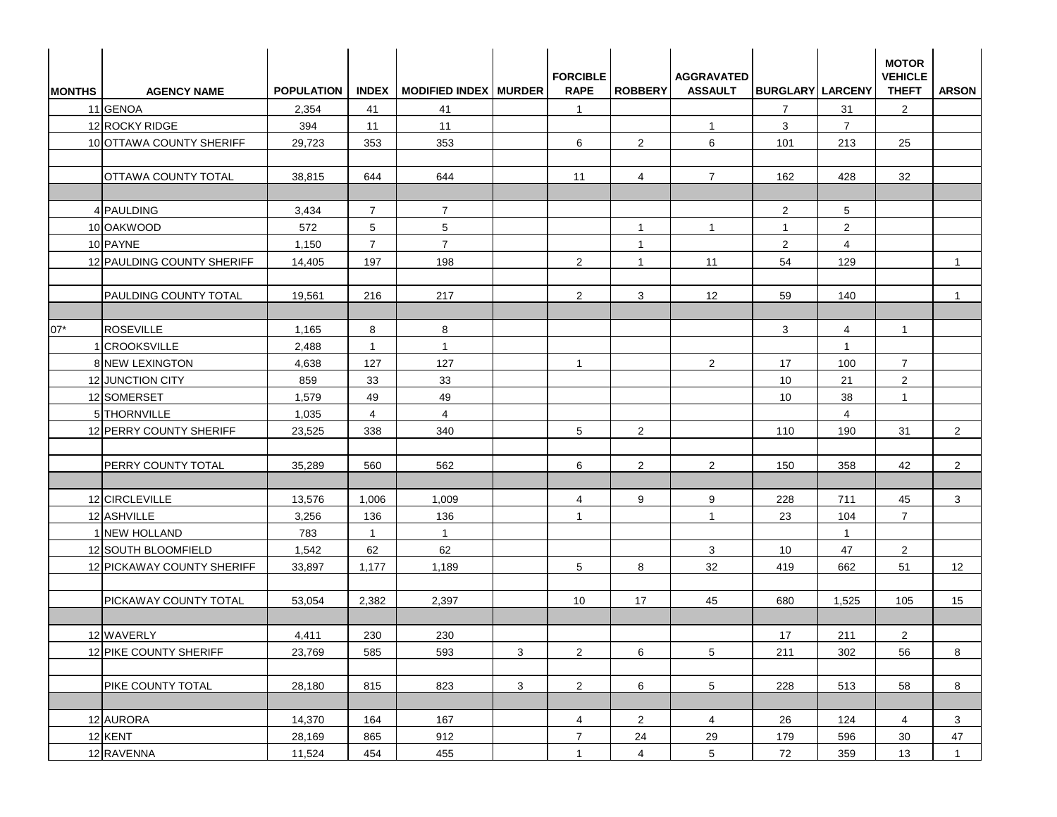| MONTHS | AGENCY NAME | POPULATION | INDEX | MODIFIED INDEX | MURDER | FORCIBLE RAPE | ROBBERY | AGGRAVATED ASSAULT | BURGLARY | LARCENY | MOTOR VEHICLE THEFT | ARSON |
|---|---|---|---|---|---|---|---|---|---|---|---|---|
| 11 | GENOA | 2,354 | 41 | 41 | | 1 | | | 7 | 31 | 2 | |
| 12 | ROCKY RIDGE | 394 | 11 | 11 | | | | 1 | 3 | 7 | | |
| 10 | OTTAWA COUNTY SHERIFF | 29,723 | 353 | 353 | | 6 | 2 | 6 | 101 | 213 | 25 | |
| | | | | | | | | | | | | |
| | OTTAWA COUNTY TOTAL | 38,815 | 644 | 644 | | 11 | 4 | 7 | 162 | 428 | 32 | |
| | | | | | | | | | | | | |
| 4 | PAULDING | 3,434 | 7 | 7 | | | | | 2 | 5 | | |
| 10 | OAKWOOD | 572 | 5 | 5 | | | 1 | 1 | 1 | 2 | | |
| 10 | PAYNE | 1,150 | 7 | 7 | | | 1 | | 2 | 4 | | |
| 12 | PAULDING COUNTY SHERIFF | 14,405 | 197 | 198 | | 2 | 1 | 11 | 54 | 129 | | 1 |
| | | | | | | | | | | | | |
| | PAULDING COUNTY TOTAL | 19,561 | 216 | 217 | | 2 | 3 | 12 | 59 | 140 | | 1 |
| | | | | | | | | | | | | |
| 07* | ROSEVILLE | 1,165 | 8 | 8 | | | | | 3 | 4 | 1 | |
| 1 | CROOKSVILLE | 2,488 | 1 | 1 | | | | | | 1 | | |
| 8 | NEW LEXINGTON | 4,638 | 127 | 127 | | 1 | | 2 | 17 | 100 | 7 | |
| 12 | JUNCTION CITY | 859 | 33 | 33 | | | | | 10 | 21 | 2 | |
| 12 | SOMERSET | 1,579 | 49 | 49 | | | | | 10 | 38 | 1 | |
| 5 | THORNVILLE | 1,035 | 4 | 4 | | | | | | 4 | | |
| 12 | PERRY COUNTY SHERIFF | 23,525 | 338 | 340 | | 5 | 2 | | 110 | 190 | 31 | 2 |
| | | | | | | | | | | | | |
| | PERRY COUNTY TOTAL | 35,289 | 560 | 562 | | 6 | 2 | 2 | 150 | 358 | 42 | 2 |
| | | | | | | | | | | | | |
| 12 | CIRCLEVILLE | 13,576 | 1,006 | 1,009 | | 4 | 9 | 9 | 228 | 711 | 45 | 3 |
| 12 | ASHVILLE | 3,256 | 136 | 136 | | 1 | | 1 | 23 | 104 | 7 | |
| 1 | NEW HOLLAND | 783 | 1 | 1 | | | | | | 1 | | |
| 12 | SOUTH BLOOMFIELD | 1,542 | 62 | 62 | | | | 3 | 10 | 47 | 2 | |
| 12 | PICKAWAY COUNTY SHERIFF | 33,897 | 1,177 | 1,189 | | 5 | 8 | 32 | 419 | 662 | 51 | 12 |
| | | | | | | | | | | | | |
| | PICKAWAY COUNTY TOTAL | 53,054 | 2,382 | 2,397 | | 10 | 17 | 45 | 680 | 1,525 | 105 | 15 |
| | | | | | | | | | | | | |
| 12 | WAVERLY | 4,411 | 230 | 230 | | | | | 17 | 211 | 2 | |
| 12 | PIKE COUNTY SHERIFF | 23,769 | 585 | 593 | 3 | 2 | 6 | 5 | 211 | 302 | 56 | 8 |
| | | | | | | | | | | | | |
| | PIKE COUNTY TOTAL | 28,180 | 815 | 823 | 3 | 2 | 6 | 5 | 228 | 513 | 58 | 8 |
| | | | | | | | | | | | | |
| 12 | AURORA | 14,370 | 164 | 167 | | 4 | 2 | 4 | 26 | 124 | 4 | 3 |
| 12 | KENT | 28,169 | 865 | 912 | | 7 | 24 | 29 | 179 | 596 | 30 | 47 |
| 12 | RAVENNA | 11,524 | 454 | 455 | | 1 | 4 | 5 | 72 | 359 | 13 | 1 |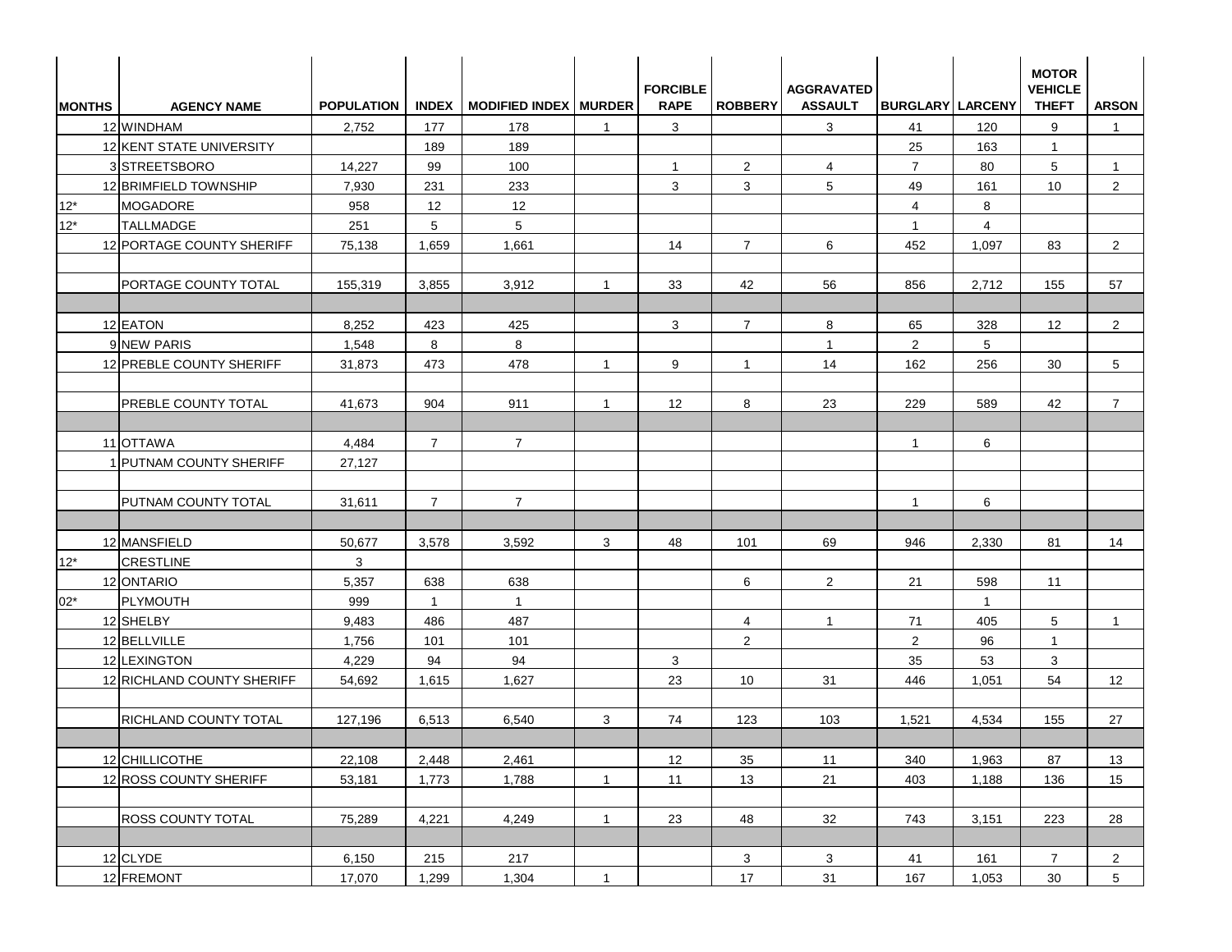| MONTHS | AGENCY NAME | POPULATION | INDEX | MODIFIED INDEX | MURDER | FORCIBLE RAPE | ROBBERY | AGGRAVATED ASSAULT | BURGLARY | LARCENY | MOTOR VEHICLE THEFT | ARSON |
|---|---|---|---|---|---|---|---|---|---|---|---|---|
| 12 | WINDHAM | 2,752 | 177 | 178 | 1 | 3 | | 3 | 41 | 120 | 9 | 1 |
| 12 | KENT STATE UNIVERSITY | | 189 | 189 | | | | | 25 | 163 | 1 | |
| 3 | STREETSBORO | 14,227 | 99 | 100 | | 1 | 2 | 4 | 7 | 80 | 5 | 1 |
| 12 | BRIMFIELD TOWNSHIP | 7,930 | 231 | 233 | | 3 | 3 | 5 | 49 | 161 | 10 | 2 |
| 12* | MOGADORE | 958 | 12 | 12 | | | | | 4 | 8 | | |
| 12* | TALLMADGE | 251 | 5 | 5 | | | | | 1 | 4 | | |
| 12 | PORTAGE COUNTY SHERIFF | 75,138 | 1,659 | 1,661 | | 14 | 7 | 6 | 452 | 1,097 | 83 | 2 |
| | | | | | | | | | | | | |
| | PORTAGE COUNTY TOTAL | 155,319 | 3,855 | 3,912 | 1 | 33 | 42 | 56 | 856 | 2,712 | 155 | 57 |
| | | | | | | | | | | | | |
| 12 | EATON | 8,252 | 423 | 425 | | 3 | 7 | 8 | 65 | 328 | 12 | 2 |
| 9 | NEW PARIS | 1,548 | 8 | 8 | | | | 1 | 2 | 5 | | |
| 12 | PREBLE COUNTY SHERIFF | 31,873 | 473 | 478 | 1 | 9 | 1 | 14 | 162 | 256 | 30 | 5 |
| | | | | | | | | | | | | |
| | PREBLE COUNTY TOTAL | 41,673 | 904 | 911 | 1 | 12 | 8 | 23 | 229 | 589 | 42 | 7 |
| | | | | | | | | | | | | |
| 11 | OTTAWA | 4,484 | 7 | 7 | | | | | 1 | 6 | | |
| 1 | PUTNAM COUNTY SHERIFF | 27,127 | | | | | | | | | | |
| | | | | | | | | | | | | |
| | PUTNAM COUNTY TOTAL | 31,611 | 7 | 7 | | | | | 1 | 6 | | |
| | | | | | | | | | | | | |
| 12 | MANSFIELD | 50,677 | 3,578 | 3,592 | 3 | 48 | 101 | 69 | 946 | 2,330 | 81 | 14 |
| 12* | CRESTLINE | 3 | | | | | | | | | | |
| 12 | ONTARIO | 5,357 | 638 | 638 | | | 6 | 2 | 21 | 598 | 11 | |
| 02* | PLYMOUTH | 999 | 1 | 1 | | | | | | 1 | | |
| 12 | SHELBY | 9,483 | 486 | 487 | | | 4 | 1 | 71 | 405 | 5 | 1 |
| 12 | BELLVILLE | 1,756 | 101 | 101 | | | 2 | | 2 | 96 | 1 | |
| 12 | LEXINGTON | 4,229 | 94 | 94 | | 3 | | | 35 | 53 | 3 | |
| 12 | RICHLAND COUNTY SHERIFF | 54,692 | 1,615 | 1,627 | | 23 | 10 | 31 | 446 | 1,051 | 54 | 12 |
| | | | | | | | | | | | | |
| | RICHLAND COUNTY TOTAL | 127,196 | 6,513 | 6,540 | 3 | 74 | 123 | 103 | 1,521 | 4,534 | 155 | 27 |
| | | | | | | | | | | | | |
| 12 | CHILLICOTHE | 22,108 | 2,448 | 2,461 | | 12 | 35 | 11 | 340 | 1,963 | 87 | 13 |
| 12 | ROSS COUNTY SHERIFF | 53,181 | 1,773 | 1,788 | 1 | 11 | 13 | 21 | 403 | 1,188 | 136 | 15 |
| | | | | | | | | | | | | |
| | ROSS COUNTY TOTAL | 75,289 | 4,221 | 4,249 | 1 | 23 | 48 | 32 | 743 | 3,151 | 223 | 28 |
| | | | | | | | | | | | | |
| 12 | CLYDE | 6,150 | 215 | 217 | | | 3 | 3 | 41 | 161 | 7 | 2 |
| 12 | FREMONT | 17,070 | 1,299 | 1,304 | 1 | | 17 | 31 | 167 | 1,053 | 30 | 5 |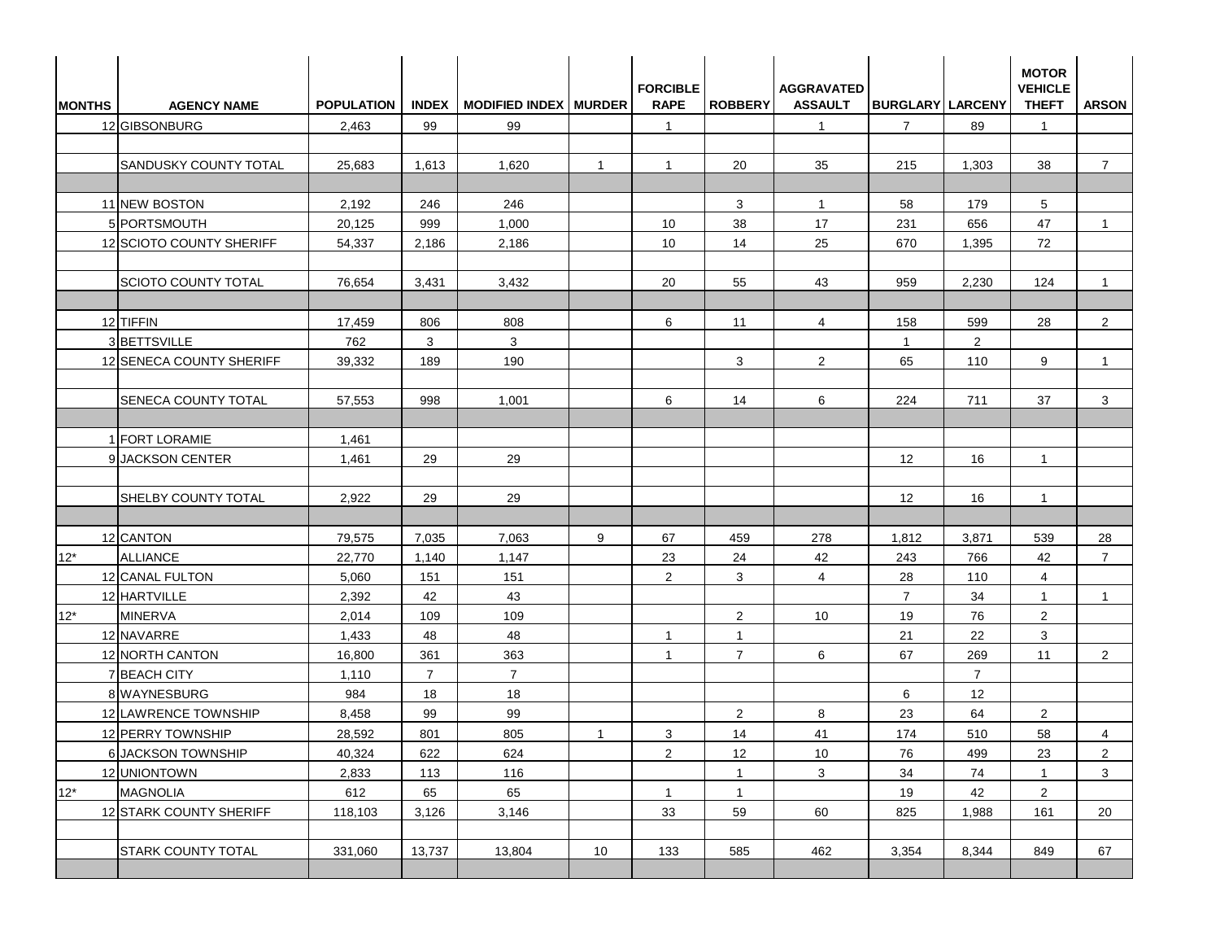| MONTHS | AGENCY NAME | POPULATION | INDEX | MODIFIED INDEX | MURDER | FORCIBLE RAPE | ROBBERY | AGGRAVATED ASSAULT | BURGLARY | LARCENY | MOTOR VEHICLE THEFT | ARSON |
|---|---|---|---|---|---|---|---|---|---|---|---|---|
| 12 | GIBSONBURG | 2,463 | 99 | 99 | | 1 | | 1 | 7 | 89 | 1 | |
| | | | | | | | | | | | | |
| | SANDUSKY COUNTY TOTAL | 25,683 | 1,613 | 1,620 | 1 | 1 | 20 | 35 | 215 | 1,303 | 38 | 7 |
| | | | | | | | | | | | | |
| 11 | NEW BOSTON | 2,192 | 246 | 246 | | | 3 | 1 | 58 | 179 | 5 | |
| 5 | PORTSMOUTH | 20,125 | 999 | 1,000 | | 10 | 38 | 17 | 231 | 656 | 47 | 1 |
| 12 | SCIOTO COUNTY SHERIFF | 54,337 | 2,186 | 2,186 | | 10 | 14 | 25 | 670 | 1,395 | 72 | |
| | | | | | | | | | | | | |
| | SCIOTO COUNTY TOTAL | 76,654 | 3,431 | 3,432 | | 20 | 55 | 43 | 959 | 2,230 | 124 | 1 |
| | | | | | | | | | | | | |
| 12 | TIFFIN | 17,459 | 806 | 808 | | 6 | 11 | 4 | 158 | 599 | 28 | 2 |
| 3 | BETTSVILLE | 762 | 3 | 3 | | | | | 1 | 2 | | |
| 12 | SENECA COUNTY SHERIFF | 39,332 | 189 | 190 | | | 3 | 2 | 65 | 110 | 9 | 1 |
| | | | | | | | | | | | | |
| | SENECA COUNTY TOTAL | 57,553 | 998 | 1,001 | | 6 | 14 | 6 | 224 | 711 | 37 | 3 |
| | | | | | | | | | | | | |
| 1 | FORT LORAMIE | 1,461 | | | | | | | | | | |
| 9 | JACKSON CENTER | 1,461 | 29 | 29 | | | | | 12 | 16 | 1 | |
| | | | | | | | | | | | | |
| | SHELBY COUNTY TOTAL | 2,922 | 29 | 29 | | | | | 12 | 16 | 1 | |
| | | | | | | | | | | | | |
| 12 | CANTON | 79,575 | 7,035 | 7,063 | 9 | 67 | 459 | 278 | 1,812 | 3,871 | 539 | 28 |
| 12* | ALLIANCE | 22,770 | 1,140 | 1,147 | | 23 | 24 | 42 | 243 | 766 | 42 | 7 |
| 12 | CANAL FULTON | 5,060 | 151 | 151 | | 2 | 3 | 4 | 28 | 110 | 4 | |
| 12 | HARTVILLE | 2,392 | 42 | 43 | | | | | 7 | 34 | 1 | 1 |
| 12* | MINERVA | 2,014 | 109 | 109 | | | 2 | 10 | 19 | 76 | 2 | |
| 12 | NAVARRE | 1,433 | 48 | 48 | | 1 | 1 | | 21 | 22 | 3 | |
| 12 | NORTH CANTON | 16,800 | 361 | 363 | | 1 | 7 | 6 | 67 | 269 | 11 | 2 |
| 7 | BEACH CITY | 1,110 | 7 | 7 | | | | | | 7 | | |
| 8 | WAYNESBURG | 984 | 18 | 18 | | | | | 6 | 12 | | |
| 12 | LAWRENCE TOWNSHIP | 8,458 | 99 | 99 | | | 2 | 8 | 23 | 64 | 2 | |
| 12 | PERRY TOWNSHIP | 28,592 | 801 | 805 | 1 | 3 | 14 | 41 | 174 | 510 | 58 | 4 |
| 6 | JACKSON TOWNSHIP | 40,324 | 622 | 624 | | 2 | 12 | 10 | 76 | 499 | 23 | 2 |
| 12 | UNIONTOWN | 2,833 | 113 | 116 | | | 1 | 3 | 34 | 74 | 1 | 3 |
| 12* | MAGNOLIA | 612 | 65 | 65 | | 1 | 1 | | 19 | 42 | 2 | |
| 12 | STARK COUNTY SHERIFF | 118,103 | 3,126 | 3,146 | | 33 | 59 | 60 | 825 | 1,988 | 161 | 20 |
| | | | | | | | | | | | | |
| | STARK COUNTY TOTAL | 331,060 | 13,737 | 13,804 | 10 | 133 | 585 | 462 | 3,354 | 8,344 | 849 | 67 |
| | | | | | | | | | | | | |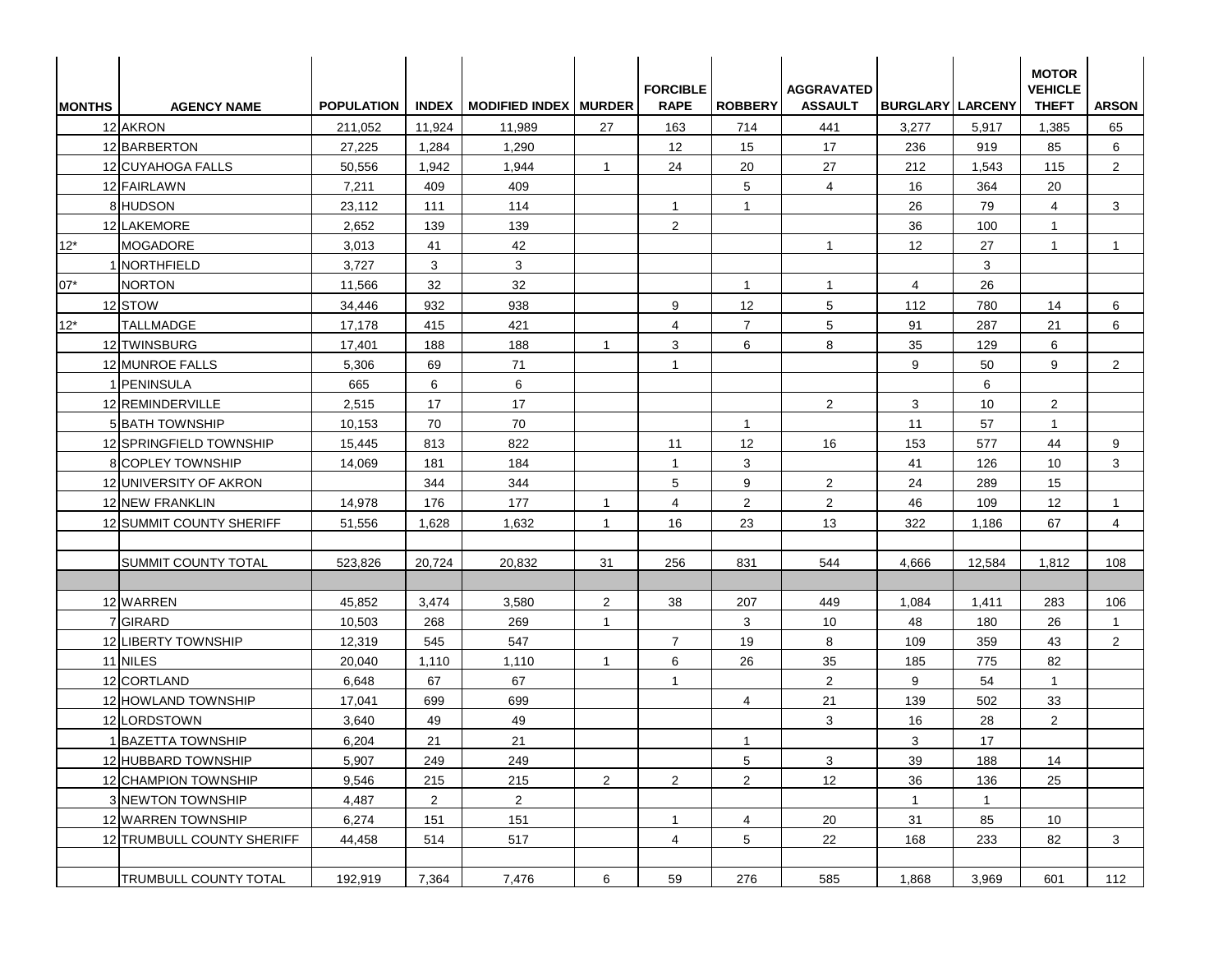| MONTHS | AGENCY NAME | POPULATION | INDEX | MODIFIED INDEX | MURDER | FORCIBLE RAPE | ROBBERY | AGGRAVATED ASSAULT | BURGLARY | LARCENY | MOTOR VEHICLE THEFT | ARSON |
|---|---|---|---|---|---|---|---|---|---|---|---|---|
| 12 | AKRON | 211,052 | 11,924 | 11,989 | 27 | 163 | 714 | 441 | 3,277 | 5,917 | 1,385 | 65 |
| 12 | BARBERTON | 27,225 | 1,284 | 1,290 | | 12 | 15 | 17 | 236 | 919 | 85 | 6 |
| 12 | CUYAHOGA FALLS | 50,556 | 1,942 | 1,944 | 1 | 24 | 20 | 27 | 212 | 1,543 | 115 | 2 |
| 12 | FAIRLAWN | 7,211 | 409 | 409 | | | 5 | 4 | 16 | 364 | 20 | |
| 8 | HUDSON | 23,112 | 111 | 114 | | 1 | 1 | | 26 | 79 | 4 | 3 |
| 12 | LAKEMORE | 2,652 | 139 | 139 | | 2 | | | 36 | 100 | 1 | |
| 12* | MOGADORE | 3,013 | 41 | 42 | | | | 1 | 12 | 27 | 1 | 1 |
| 1 | NORTHFIELD | 3,727 | 3 | 3 | | | | | | 3 | | |
| 07* | NORTON | 11,566 | 32 | 32 | | | 1 | 1 | 4 | 26 | | |
| 12 | STOW | 34,446 | 932 | 938 | | 9 | 12 | 5 | 112 | 780 | 14 | 6 |
| 12* | TALLMADGE | 17,178 | 415 | 421 | | 4 | 7 | 5 | 91 | 287 | 21 | 6 |
| 12 | TWINSBURG | 17,401 | 188 | 188 | 1 | 3 | 6 | 8 | 35 | 129 | 6 | |
| 12 | MUNROE FALLS | 5,306 | 69 | 71 | | 1 | | | 9 | 50 | 9 | 2 |
| 1 | PENINSULA | 665 | 6 | 6 | | | | | | 6 | | |
| 12 | REMINDERVILLE | 2,515 | 17 | 17 | | | | 2 | 3 | 10 | 2 | |
| 5 | BATH TOWNSHIP | 10,153 | 70 | 70 | | | 1 | | 11 | 57 | 1 | |
| 12 | SPRINGFIELD TOWNSHIP | 15,445 | 813 | 822 | | 11 | 12 | 16 | 153 | 577 | 44 | 9 |
| 8 | COPLEY TOWNSHIP | 14,069 | 181 | 184 | | 1 | 3 | | 41 | 126 | 10 | 3 |
| 12 | UNIVERSITY OF AKRON | | 344 | 344 | | 5 | 9 | 2 | 24 | 289 | 15 | |
| 12 | NEW FRANKLIN | 14,978 | 176 | 177 | 1 | 4 | 2 | 2 | 46 | 109 | 12 | 1 |
| 12 | SUMMIT COUNTY SHERIFF | 51,556 | 1,628 | 1,632 | 1 | 16 | 23 | 13 | 322 | 1,186 | 67 | 4 |
| | | | | | | | | | | | | |
| | SUMMIT COUNTY TOTAL | 523,826 | 20,724 | 20,832 | 31 | 256 | 831 | 544 | 4,666 | 12,584 | 1,812 | 108 |
| | | | | | | | | | | | | |
| 12 | WARREN | 45,852 | 3,474 | 3,580 | 2 | 38 | 207 | 449 | 1,084 | 1,411 | 283 | 106 |
| 7 | GIRARD | 10,503 | 268 | 269 | 1 | | 3 | 10 | 48 | 180 | 26 | 1 |
| 12 | LIBERTY TOWNSHIP | 12,319 | 545 | 547 | | 7 | 19 | 8 | 109 | 359 | 43 | 2 |
| 11 | NILES | 20,040 | 1,110 | 1,110 | 1 | 6 | 26 | 35 | 185 | 775 | 82 | |
| 12 | CORTLAND | 6,648 | 67 | 67 | | 1 | | 2 | 9 | 54 | 1 | |
| 12 | HOWLAND TOWNSHIP | 17,041 | 699 | 699 | | | 4 | 21 | 139 | 502 | 33 | |
| 12 | LORDSTOWN | 3,640 | 49 | 49 | | | | 3 | 16 | 28 | 2 | |
| 1 | BAZETTA TOWNSHIP | 6,204 | 21 | 21 | | | 1 | | 3 | 17 | | |
| 12 | HUBBARD TOWNSHIP | 5,907 | 249 | 249 | | | 5 | 3 | 39 | 188 | 14 | |
| 12 | CHAMPION TOWNSHIP | 9,546 | 215 | 215 | 2 | 2 | 2 | 12 | 36 | 136 | 25 | |
| 3 | NEWTON TOWNSHIP | 4,487 | 2 | 2 | | | | | 1 | 1 | | |
| 12 | WARREN TOWNSHIP | 6,274 | 151 | 151 | | 1 | 4 | 20 | 31 | 85 | 10 | |
| 12 | TRUMBULL COUNTY SHERIFF | 44,458 | 514 | 517 | | 4 | 5 | 22 | 168 | 233 | 82 | 3 |
| | | | | | | | | | | | | |
| | TRUMBULL COUNTY TOTAL | 192,919 | 7,364 | 7,476 | 6 | 59 | 276 | 585 | 1,868 | 3,969 | 601 | 112 |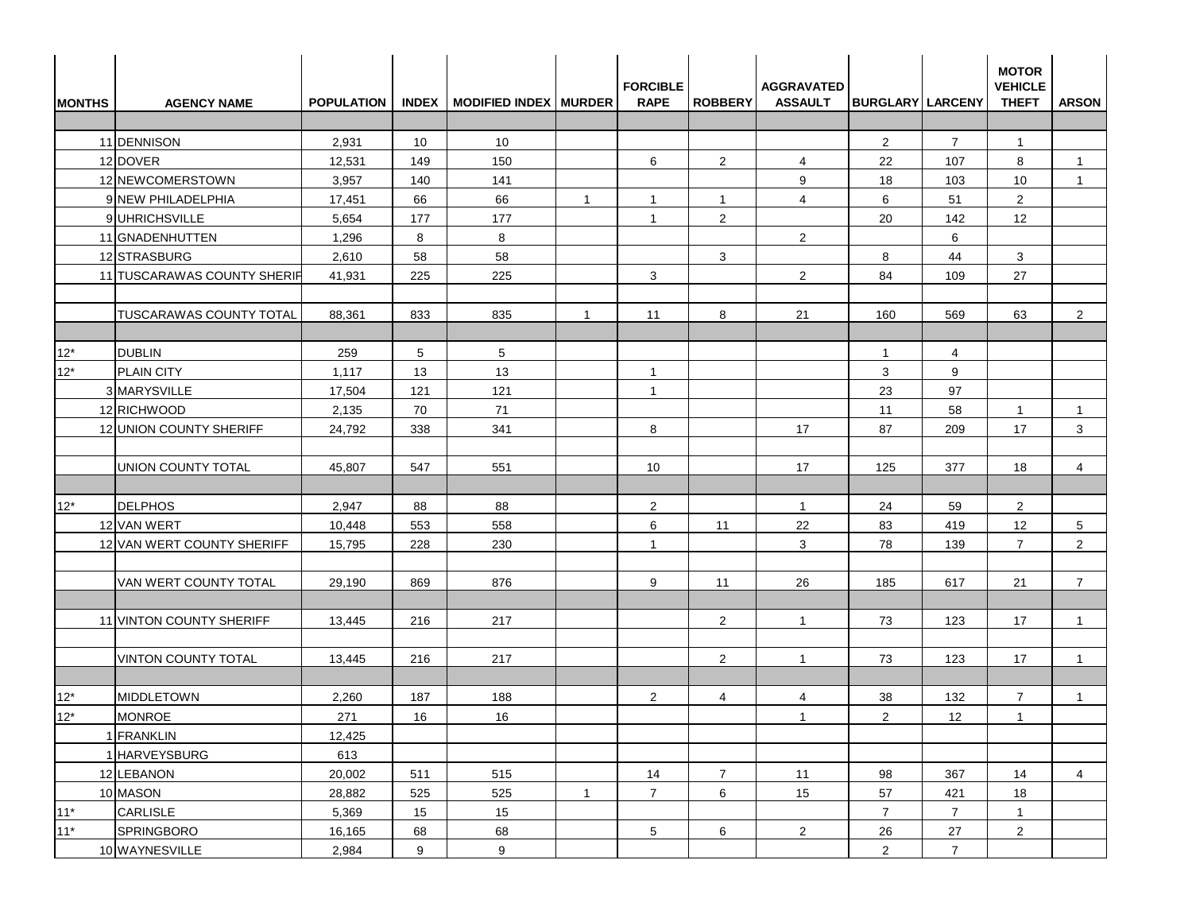| MONTHS | AGENCY NAME | POPULATION | INDEX | MODIFIED INDEX | MURDER | FORCIBLE RAPE | ROBBERY | AGGRAVATED ASSAULT | BURGLARY | LARCENY | MOTOR VEHICLE THEFT | ARSON |
|---|---|---|---|---|---|---|---|---|---|---|---|---|
| | | | | | | | | | | | | |
| 11 | DENNISON | 2,931 | 10 | 10 | | | | | 2 | 7 | 1 | |
| 12 | DOVER | 12,531 | 149 | 150 | | 6 | 2 | 4 | 22 | 107 | 8 | 1 |
| 12 | NEWCOMERSTOWN | 3,957 | 140 | 141 | | | | 9 | 18 | 103 | 10 | 1 |
| 9 | NEW PHILADELPHIA | 17,451 | 66 | 66 | 1 | 1 | 1 | 4 | 6 | 51 | 2 | |
| 9 | UHRICHSVILLE | 5,654 | 177 | 177 | | 1 | 2 | | 20 | 142 | 12 | |
| 11 | GNADENHUTTEN | 1,296 | 8 | 8 | | | | 2 | | 6 | | |
| 12 | STRASBURG | 2,610 | 58 | 58 | | | 3 | | 8 | 44 | 3 | |
| 11 | TUSCARAWAS COUNTY SHERIF | 41,931 | 225 | 225 | | 3 | | 2 | 84 | 109 | 27 | |
| | | | | | | | | | | | | |
| | TUSCARAWAS COUNTY TOTAL | 88,361 | 833 | 835 | 1 | 11 | 8 | 21 | 160 | 569 | 63 | 2 |
| | | | | | | | | | | | | |
| 12* | DUBLIN | 259 | 5 | 5 | | | | | 1 | 4 | | |
| 12* | PLAIN CITY | 1,117 | 13 | 13 | | 1 | | | 3 | 9 | | |
| 3 | MARYSVILLE | 17,504 | 121 | 121 | | 1 | | | 23 | 97 | | |
| 12 | RICHWOOD | 2,135 | 70 | 71 | | | | | 11 | 58 | 1 | 1 |
| 12 | UNION COUNTY SHERIFF | 24,792 | 338 | 341 | | 8 | | 17 | 87 | 209 | 17 | 3 |
| | | | | | | | | | | | | |
| | UNION COUNTY TOTAL | 45,807 | 547 | 551 | | 10 | | 17 | 125 | 377 | 18 | 4 |
| | | | | | | | | | | | | |
| 12* | DELPHOS | 2,947 | 88 | 88 | | 2 | | 1 | 24 | 59 | 2 | |
| 12 | VAN WERT | 10,448 | 553 | 558 | | 6 | 11 | 22 | 83 | 419 | 12 | 5 |
| 12 | VAN WERT COUNTY SHERIFF | 15,795 | 228 | 230 | | 1 | | 3 | 78 | 139 | 7 | 2 |
| | | | | | | | | | | | | |
| | VAN WERT COUNTY TOTAL | 29,190 | 869 | 876 | | 9 | 11 | 26 | 185 | 617 | 21 | 7 |
| | | | | | | | | | | | | |
| 11 | VINTON COUNTY SHERIFF | 13,445 | 216 | 217 | | | 2 | 1 | 73 | 123 | 17 | 1 |
| | | | | | | | | | | | | |
| | VINTON COUNTY TOTAL | 13,445 | 216 | 217 | | | 2 | 1 | 73 | 123 | 17 | 1 |
| | | | | | | | | | | | | |
| 12* | MIDDLETOWN | 2,260 | 187 | 188 | | 2 | 4 | 4 | 38 | 132 | 7 | 1 |
| 12* | MONROE | 271 | 16 | 16 | | | | 1 | 2 | 12 | 1 | |
| 1 | FRANKLIN | 12,425 | | | | | | | | | | |
| 1 | HARVEYSBURG | 613 | | | | | | | | | | |
| 12 | LEBANON | 20,002 | 511 | 515 | | 14 | 7 | 11 | 98 | 367 | 14 | 4 |
| 10 | MASON | 28,882 | 525 | 525 | 1 | 7 | 6 | 15 | 57 | 421 | 18 | |
| 11* | CARLISLE | 5,369 | 15 | 15 | | | | | 7 | 7 | 1 | |
| 11* | SPRINGBORO | 16,165 | 68 | 68 | | 5 | 6 | 2 | 26 | 27 | 2 | |
| 10 | WAYNESVILLE | 2,984 | 9 | 9 | | | | | 2 | 7 | | |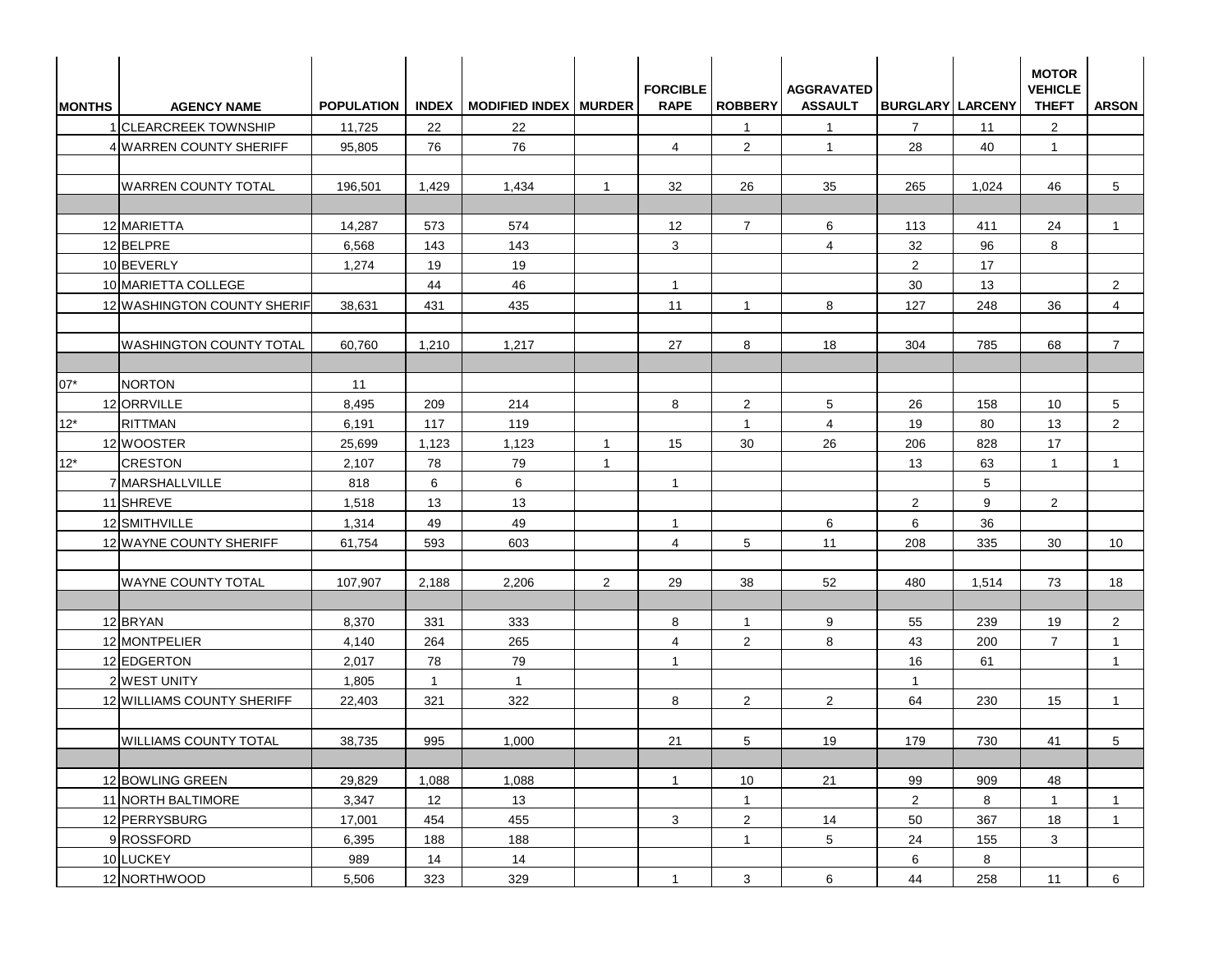| MONTHS | AGENCY NAME | POPULATION | INDEX | MODIFIED INDEX | MURDER | FORCIBLE RAPE | ROBBERY | AGGRAVATED ASSAULT | BURGLARY | LARCENY | MOTOR VEHICLE THEFT | ARSON |
|---|---|---|---|---|---|---|---|---|---|---|---|---|
| 1 | CLEARCREEK TOWNSHIP | 11,725 | 22 | 22 | | | 1 | 1 | 7 | 11 | 2 | |
| 4 | WARREN COUNTY SHERIFF | 95,805 | 76 | 76 | | 4 | 2 | 1 | 28 | 40 | 1 | |
| | | | | | | | | | | | | |
| | WARREN COUNTY TOTAL | 196,501 | 1,429 | 1,434 | 1 | 32 | 26 | 35 | 265 | 1,024 | 46 | 5 |
| | | | | | | | | | | | | |
| 12 | MARIETTA | 14,287 | 573 | 574 | | 12 | 7 | 6 | 113 | 411 | 24 | 1 |
| 12 | BELPRE | 6,568 | 143 | 143 | | 3 | | 4 | 32 | 96 | 8 | |
| 10 | BEVERLY | 1,274 | 19 | 19 | | | | | 2 | 17 | | |
| 10 | MARIETTA COLLEGE | | 44 | 46 | | 1 | | | 30 | 13 | | 2 |
| 12 | WASHINGTON COUNTY SHERIF | 38,631 | 431 | 435 | | 11 | 1 | 8 | 127 | 248 | 36 | 4 |
| | | | | | | | | | | | | |
| | WASHINGTON COUNTY TOTAL | 60,760 | 1,210 | 1,217 | | 27 | 8 | 18 | 304 | 785 | 68 | 7 |
| | | | | | | | | | | | | |
| 07* | NORTON | 11 | | | | | | | | | | |
| 12 | ORRVILLE | 8,495 | 209 | 214 | | 8 | 2 | 5 | 26 | 158 | 10 | 5 |
| 12* | RITTMAN | 6,191 | 117 | 119 | | | 1 | 4 | 19 | 80 | 13 | 2 |
| 12 | WOOSTER | 25,699 | 1,123 | 1,123 | 1 | 15 | 30 | 26 | 206 | 828 | 17 | |
| 12* | CRESTON | 2,107 | 78 | 79 | 1 | | | | 13 | 63 | 1 | 1 |
| 7 | MARSHALLVILLE | 818 | 6 | 6 | | 1 | | | | 5 | | |
| 11 | SHREVE | 1,518 | 13 | 13 | | | | | 2 | 9 | 2 | |
| 12 | SMITHVILLE | 1,314 | 49 | 49 | | 1 | | 6 | 6 | 36 | | |
| 12 | WAYNE COUNTY SHERIFF | 61,754 | 593 | 603 | | 4 | 5 | 11 | 208 | 335 | 30 | 10 |
| | | | | | | | | | | | | |
| | WAYNE COUNTY TOTAL | 107,907 | 2,188 | 2,206 | 2 | 29 | 38 | 52 | 480 | 1,514 | 73 | 18 |
| | | | | | | | | | | | | |
| 12 | BRYAN | 8,370 | 331 | 333 | | 8 | 1 | 9 | 55 | 239 | 19 | 2 |
| 12 | MONTPELIER | 4,140 | 264 | 265 | | 4 | 2 | 8 | 43 | 200 | 7 | 1 |
| 12 | EDGERTON | 2,017 | 78 | 79 | | 1 | | | 16 | 61 | | 1 |
| 2 | WEST UNITY | 1,805 | 1 | 1 | | | | | 1 | | | |
| 12 | WILLIAMS COUNTY SHERIFF | 22,403 | 321 | 322 | | 8 | 2 | 2 | 64 | 230 | 15 | 1 |
| | | | | | | | | | | | | |
| | WILLIAMS COUNTY TOTAL | 38,735 | 995 | 1,000 | | 21 | 5 | 19 | 179 | 730 | 41 | 5 |
| | | | | | | | | | | | | |
| 12 | BOWLING GREEN | 29,829 | 1,088 | 1,088 | | 1 | 10 | 21 | 99 | 909 | 48 | |
| 11 | NORTH BALTIMORE | 3,347 | 12 | 13 | | | 1 | | 2 | 8 | 1 | 1 |
| 12 | PERRYSBURG | 17,001 | 454 | 455 | | 3 | 2 | 14 | 50 | 367 | 18 | 1 |
| 9 | ROSSFORD | 6,395 | 188 | 188 | | | 1 | 5 | 24 | 155 | 3 | |
| 10 | LUCKEY | 989 | 14 | 14 | | | | | 6 | 8 | | |
| 12 | NORTHWOOD | 5,506 | 323 | 329 | | 1 | 3 | 6 | 44 | 258 | 11 | 6 |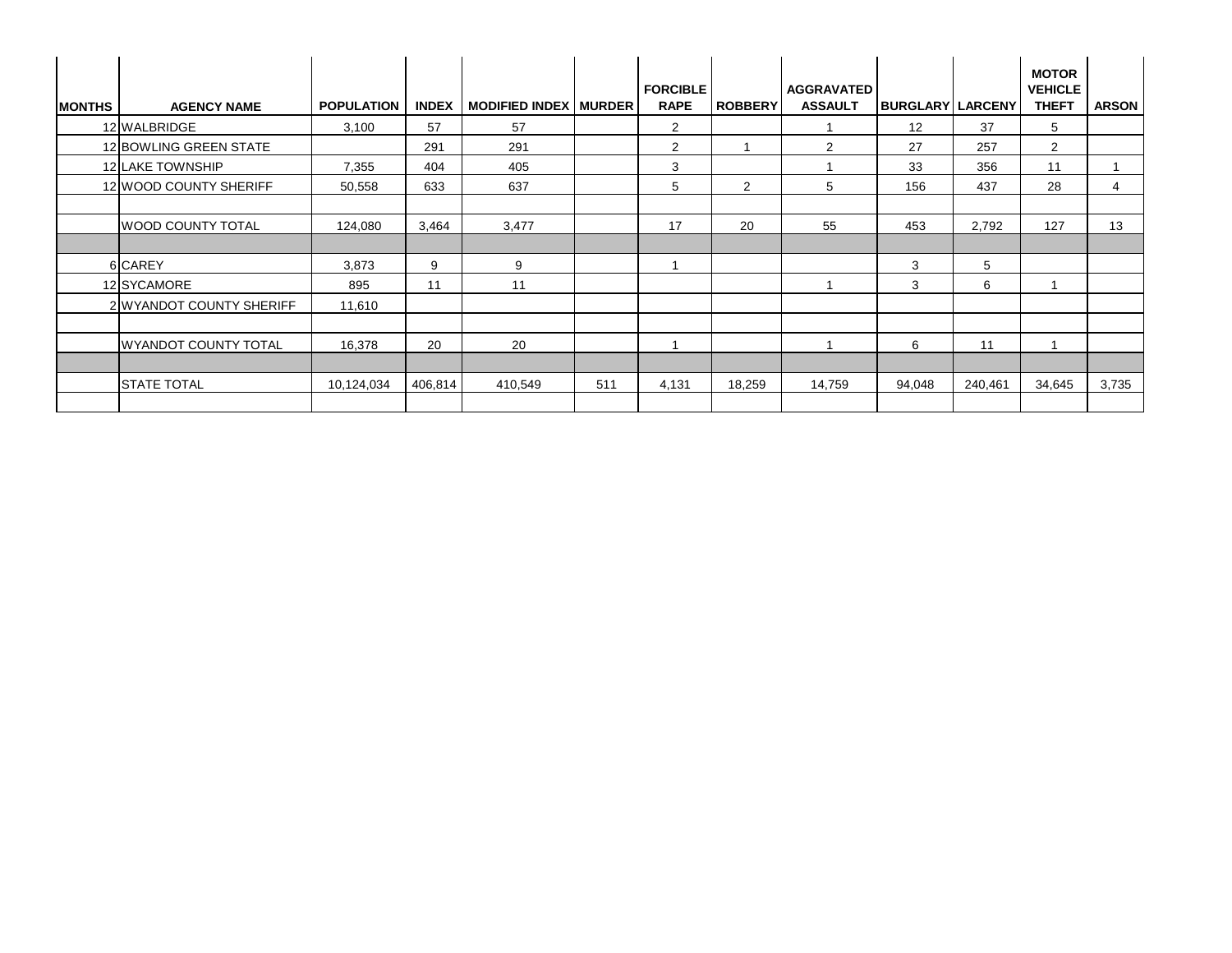| MONTHS | AGENCY NAME | POPULATION | INDEX | MODIFIED INDEX | MURDER | FORCIBLE RAPE | ROBBERY | AGGRAVATED ASSAULT | BURGLARY | LARCENY | MOTOR VEHICLE THEFT | ARSON |
|---|---|---|---|---|---|---|---|---|---|---|---|---|
| 12 | WALBRIDGE | 3,100 | 57 | 57 | | 2 | | 1 | 12 | 37 | 5 | |
| 12 | BOWLING GREEN STATE | | 291 | 291 | | 2 | 1 | 2 | 27 | 257 | 2 | |
| 12 | LAKE TOWNSHIP | 7,355 | 404 | 405 | | 3 | | 1 | 33 | 356 | 11 | 1 |
| 12 | WOOD COUNTY SHERIFF | 50,558 | 633 | 637 | | 5 | 2 | 5 | 156 | 437 | 28 | 4 |
| | | | | | | | | | | | | |
| | WOOD COUNTY TOTAL | 124,080 | 3,464 | 3,477 | | 17 | 20 | 55 | 453 | 2,792 | 127 | 13 |
| | | | | | | | | | | | | |
| 6 | CAREY | 3,873 | 9 | 9 | | 1 | | | 3 | 5 | | |
| 12 | SYCAMORE | 895 | 11 | 11 | | | | 1 | 3 | 6 | 1 | |
| 2 | WYANDOT COUNTY SHERIFF | 11,610 | | | | | | | | | | |
| | | | | | | | | | | | | |
| | WYANDOT COUNTY TOTAL | 16,378 | 20 | 20 | | 1 | | 1 | 6 | 11 | 1 | |
| | | | | | | | | | | | | |
| | STATE TOTAL | 10,124,034 | 406,814 | 410,549 | 511 | 4,131 | 18,259 | 14,759 | 94,048 | 240,461 | 34,645 | 3,735 |